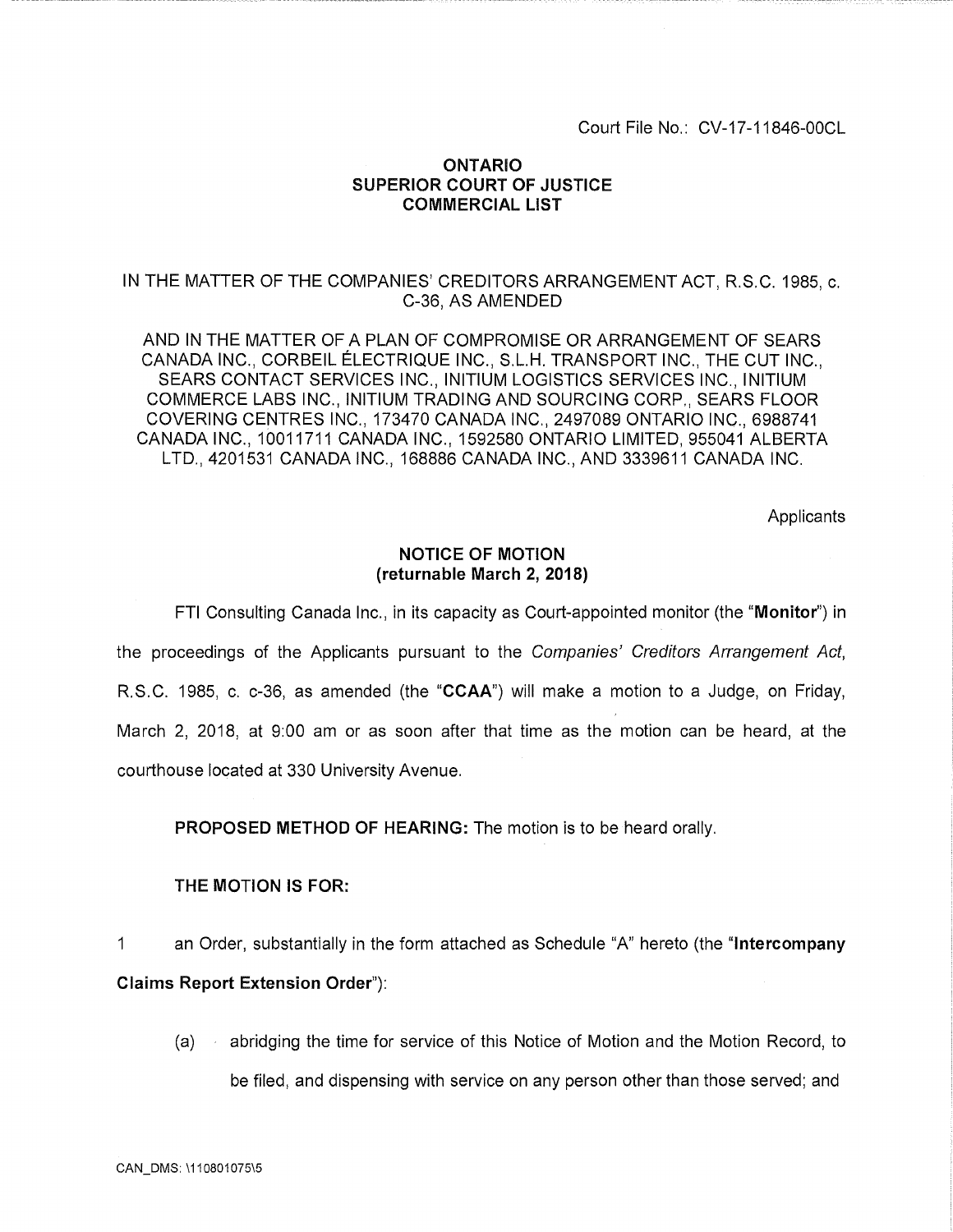Court File No.: CV-17-11846-00CL

**ONTARIO**
**SUPERIOR COURT OF JUSTICE**
**COMMERCIAL LIST**

IN THE MATTER OF THE COMPANIES' CREDITORS ARRANGEMENT ACT, R.S.C. 1985, c. C-36, AS AMENDED

AND IN THE MATTER OF A PLAN OF COMPROMISE OR ARRANGEMENT OF SEARS CANADA INC., CORBEIL ÉLECTRIQUE INC., S.L.H. TRANSPORT INC., THE CUT INC., SEARS CONTACT SERVICES INC., INITIUM LOGISTICS SERVICES INC., INITIUM COMMERCE LABS INC., INITIUM TRADING AND SOURCING CORP., SEARS FLOOR COVERING CENTRES INC., 173470 CANADA INC., 2497089 ONTARIO INC., 6988741 CANADA INC., 10011711 CANADA INC., 1592580 ONTARIO LIMITED, 955041 ALBERTA LTD., 4201531 CANADA INC., 168886 CANADA INC., AND 3339611 CANADA INC.

Applicants

**NOTICE OF MOTION**
**(returnable March 2, 2018)**

FTI Consulting Canada Inc., in its capacity as Court-appointed monitor (the "**Monitor**") in the proceedings of the Applicants pursuant to the *Companies' Creditors Arrangement Act*, R.S.C. 1985, c. c-36, as amended (the "**CCAA**") will make a motion to a Judge, on Friday, March 2, 2018, at 9:00 am or as soon after that time as the motion can be heard, at the courthouse located at 330 University Avenue.

**PROPOSED METHOD OF HEARING:** The motion is to be heard orally.

**THE MOTION IS FOR:**

1 an Order, substantially in the form attached as Schedule "A" hereto (the "**Intercompany Claims Report Extension Order**"):

(a) abridging the time for service of this Notice of Motion and the Motion Record, to be filed, and dispensing with service on any person other than those served; and

CAN_DMS: \110801075\5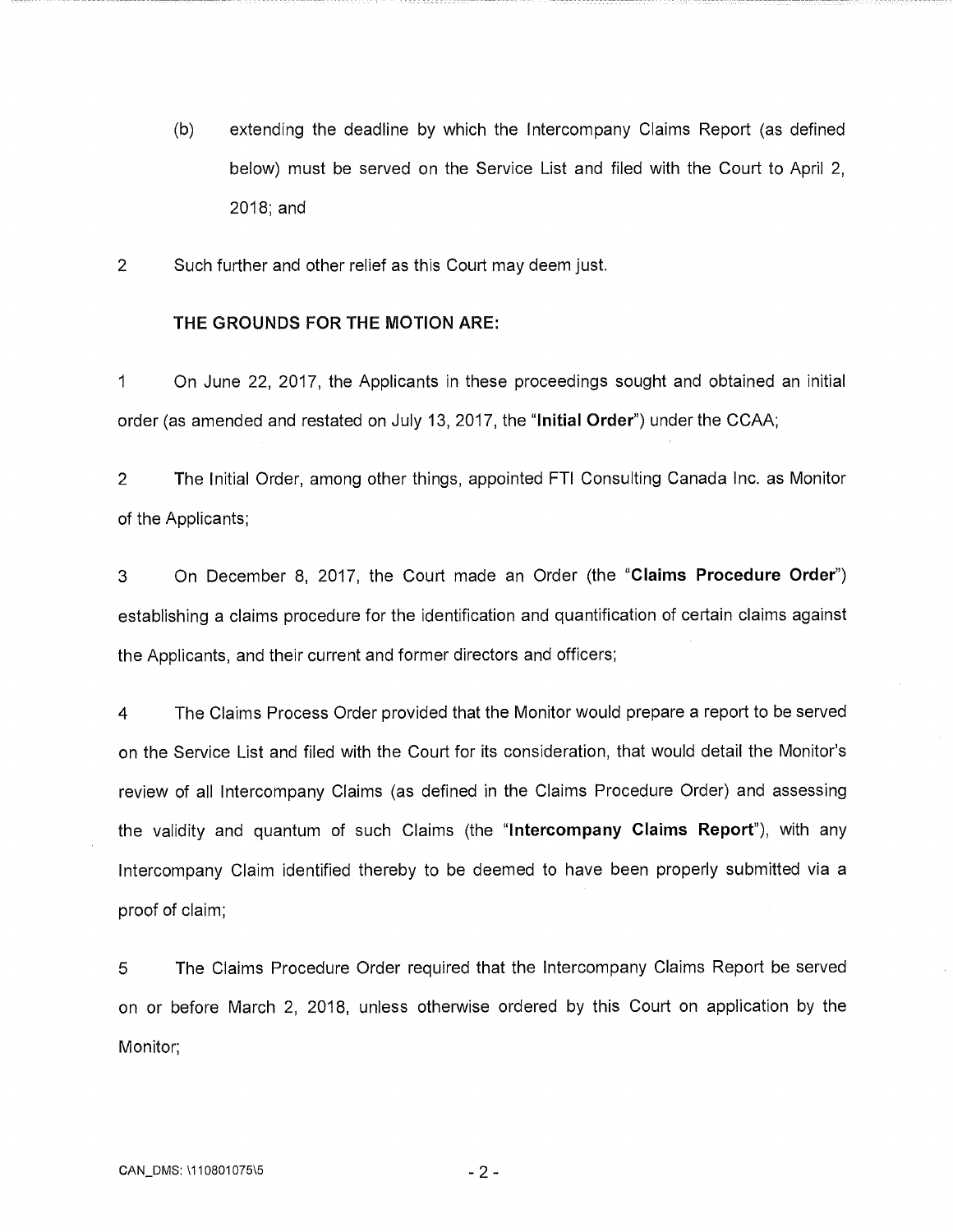(b) extending the deadline by which the Intercompany Claims Report (as defined below) must be served on the Service List and filed with the Court to April 2, 2018; and

2 Such further and other relief as this Court may deem just.

**THE GROUNDS FOR THE MOTION ARE:**

1 On June 22, 2017, the Applicants in these proceedings sought and obtained an initial order (as amended and restated on July 13, 2017, the "**Initial Order**") under the CCAA;

2 The Initial Order, among other things, appointed FTI Consulting Canada Inc. as Monitor of the Applicants;

3 On December 8, 2017, the Court made an Order (the "**Claims Procedure Order**") establishing a claims procedure for the identification and quantification of certain claims against the Applicants, and their current and former directors and officers;

4 The Claims Process Order provided that the Monitor would prepare a report to be served on the Service List and filed with the Court for its consideration, that would detail the Monitor's review of all Intercompany Claims (as defined in the Claims Procedure Order) and assessing the validity and quantum of such Claims (the "**Intercompany Claims Report**"), with any Intercompany Claim identified thereby to be deemed to have been properly submitted via a proof of claim;

5 The Claims Procedure Order required that the Intercompany Claims Report be served on or before March 2, 2018, unless otherwise ordered by this Court on application by the Monitor;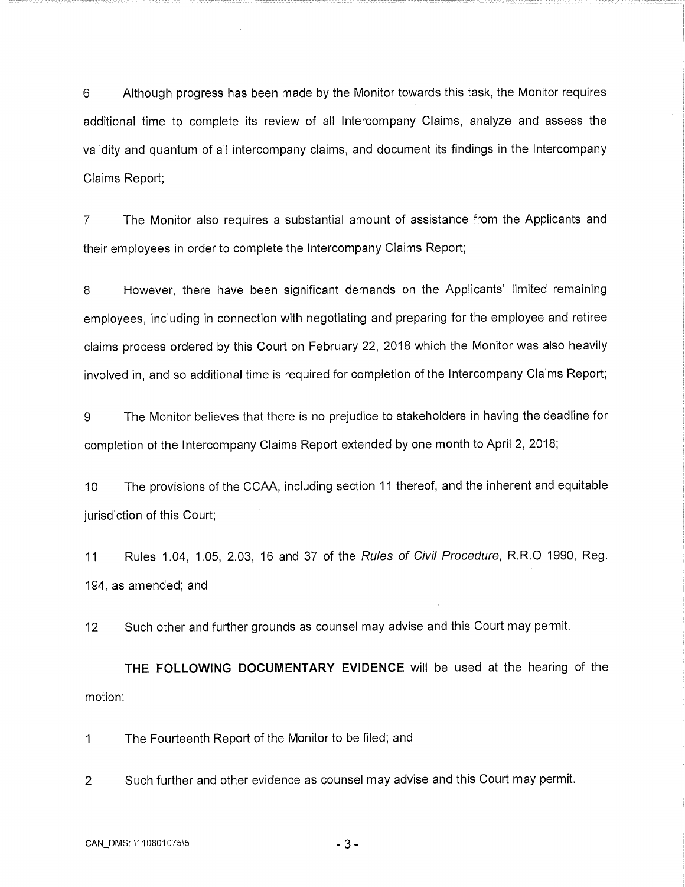6 Although progress has been made by the Monitor towards this task, the Monitor requires additional time to complete its review of all Intercompany Claims, analyze and assess the validity and quantum of all intercompany claims, and document its findings in the Intercompany Claims Report;

7 The Monitor also requires a substantial amount of assistance from the Applicants and their employees in order to complete the Intercompany Claims Report;

8 However, there have been significant demands on the Applicants' limited remaining employees, including in connection with negotiating and preparing for the employee and retiree claims process ordered by this Court on February 22, 2018 which the Monitor was also heavily involved in, and so additional time is required for completion of the Intercompany Claims Report;

9 The Monitor believes that there is no prejudice to stakeholders in having the deadline for completion of the Intercompany Claims Report extended by one month to April 2, 2018;

10 The provisions of the CCAA, including section 11 thereof, and the inherent and equitable jurisdiction of this Court;

11 Rules 1.04, 1.05, 2.03, 16 and 37 of the *Rules of Civil Procedure*, R.R.O 1990, Reg. 194, as amended; and

12 Such other and further grounds as counsel may advise and this Court may permit.

**THE FOLLOWING DOCUMENTARY EVIDENCE** will be used at the hearing of the motion:

1 The Fourteenth Report of the Monitor to be filed; and

2 Such further and other evidence as counsel may advise and this Court may permit.

CAN_DMS: \110801075\5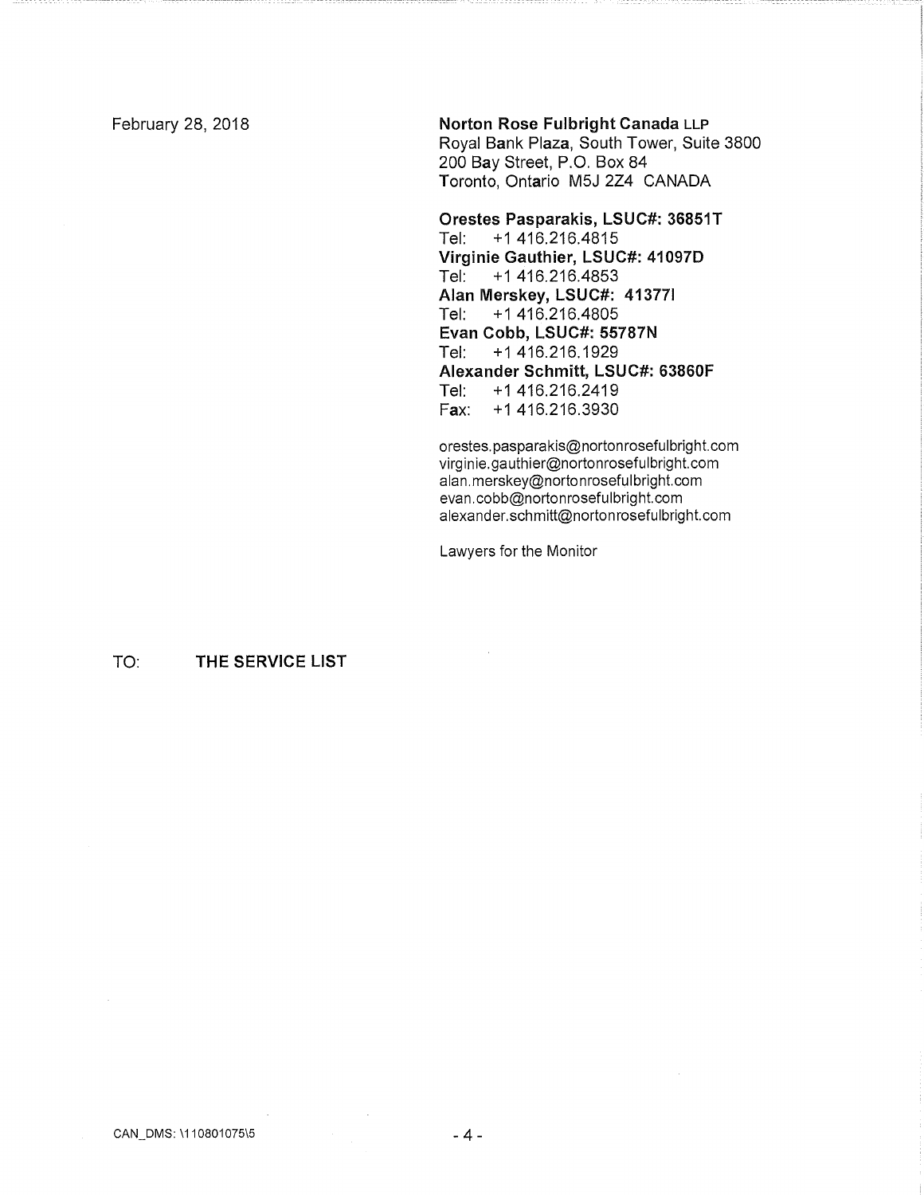February 28, 2018

**Norton Rose Fulbright Canada LLP**
Royal Bank Plaza, South Tower, Suite 3800
200 Bay Street, P.O. Box 84
Toronto, Ontario M5J 2Z4 CANADA

**Orestes Pasparakis, LSUC#: 36851T**
Tel: +1 416.216.4815
**Virginie Gauthier, LSUC#: 41097D**
Tel: +1 416.216.4853
**Alan Merskey, LSUC#: 41377I**
Tel: +1 416.216.4805
**Evan Cobb, LSUC#: 55787N**
Tel: +1 416.216.1929
**Alexander Schmitt, LSUC#: 63860F**
Tel: +1 416.216.2419
Fax: +1 416.216.3930

orestes.pasparakis@nortonrosefulbright.com
virginie.gauthier@nortonrosefulbright.com
alan.merskey@nortonrosefulbright.com
evan.cobb@nortonrosefulbright.com
alexander.schmitt@nortonrosefulbright.com

Lawyers for the Monitor

TO: **THE SERVICE LIST**

CAN_DMS: \110801075\5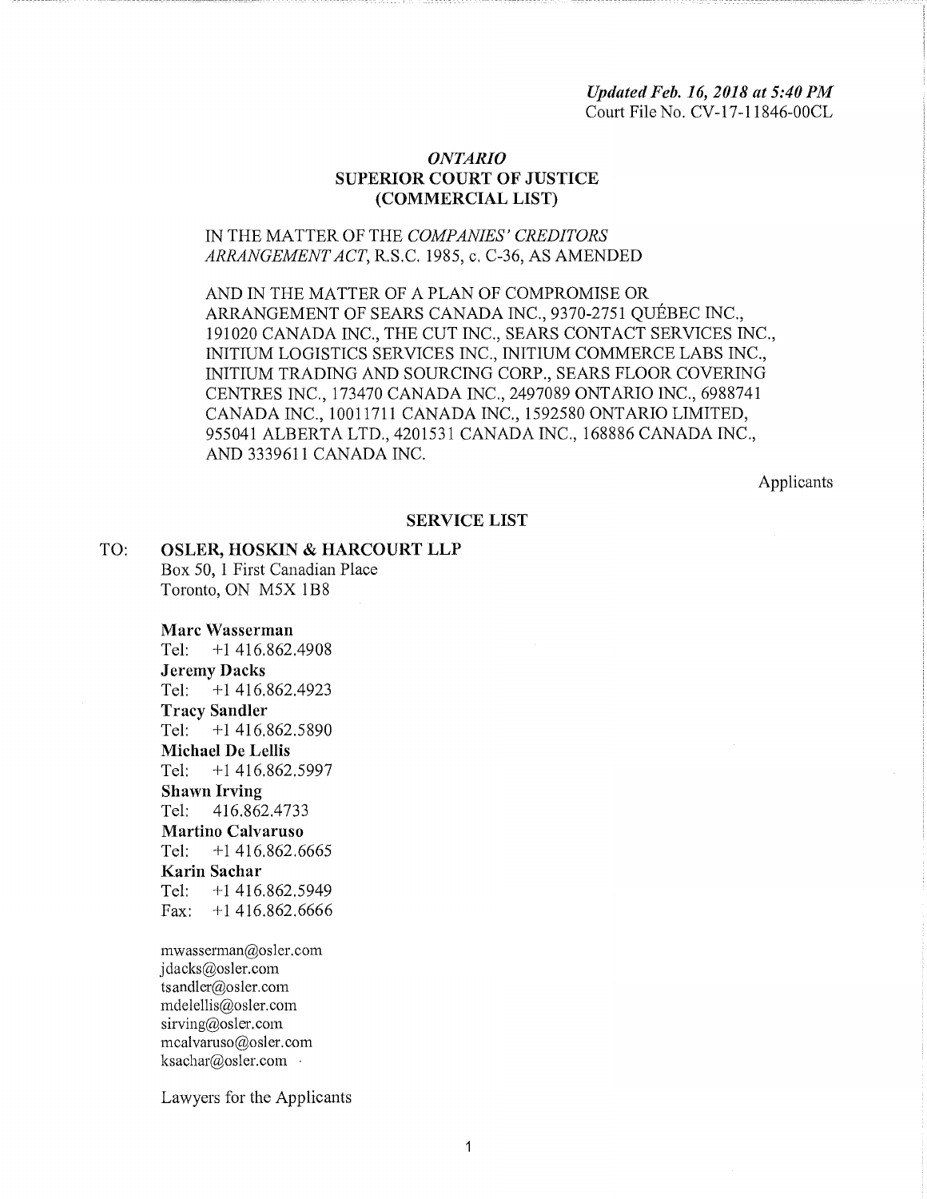*Updated Feb. 16, 2018 at 5:40 PM*
Court File No. CV-17-11846-00CL

***ONTARIO***
**SUPERIOR COURT OF JUSTICE**
**(COMMERCIAL LIST)**

IN THE MATTER OF THE *COMPANIES' CREDITORS ARRANGEMENT ACT*, R.S.C. 1985, c. C-36, AS AMENDED

AND IN THE MATTER OF A PLAN OF COMPROMISE OR ARRANGEMENT OF SEARS CANADA INC., 9370-2751 QUÉBEC INC., 191020 CANADA INC., THE CUT INC., SEARS CONTACT SERVICES INC., INITIUM LOGISTICS SERVICES INC., INITIUM COMMERCE LABS INC., INITIUM TRADING AND SOURCING CORP., SEARS FLOOR COVERING CENTRES INC., 173470 CANADA INC., 2497089 ONTARIO INC., 6988741 CANADA INC., 10011711 CANADA INC., 1592580 ONTARIO LIMITED, 955041 ALBERTA LTD., 4201531 CANADA INC., 168886 CANADA INC., AND 3339611 CANADA INC.

Applicants

**SERVICE LIST**

TO: **OSLER, HOSKIN & HARCOURT LLP**
Box 50, 1 First Canadian Place
Toronto, ON M5X 1B8

**Marc Wasserman**
Tel: +1 416.862.4908
**Jeremy Dacks**
Tel: +1 416.862.4923
**Tracy Sandler**
Tel: +1 416.862.5890
**Michael De Lellis**
Tel: +1 416.862.5997
**Shawn Irving**
Tel: 416.862.4733
**Martino Calvaruso**
Tel: +1 416.862.6665
**Karin Sachar**
Tel: +1 416.862.5949
Fax: +1 416.862.6666

mwasserman@osler.com
jdacks@osler.com
tsandler@osler.com
mdelellis@osler.com
sirving@osler.com
mcalvaruso@osler.com
ksachar@osler.com

Lawyers for the Applicants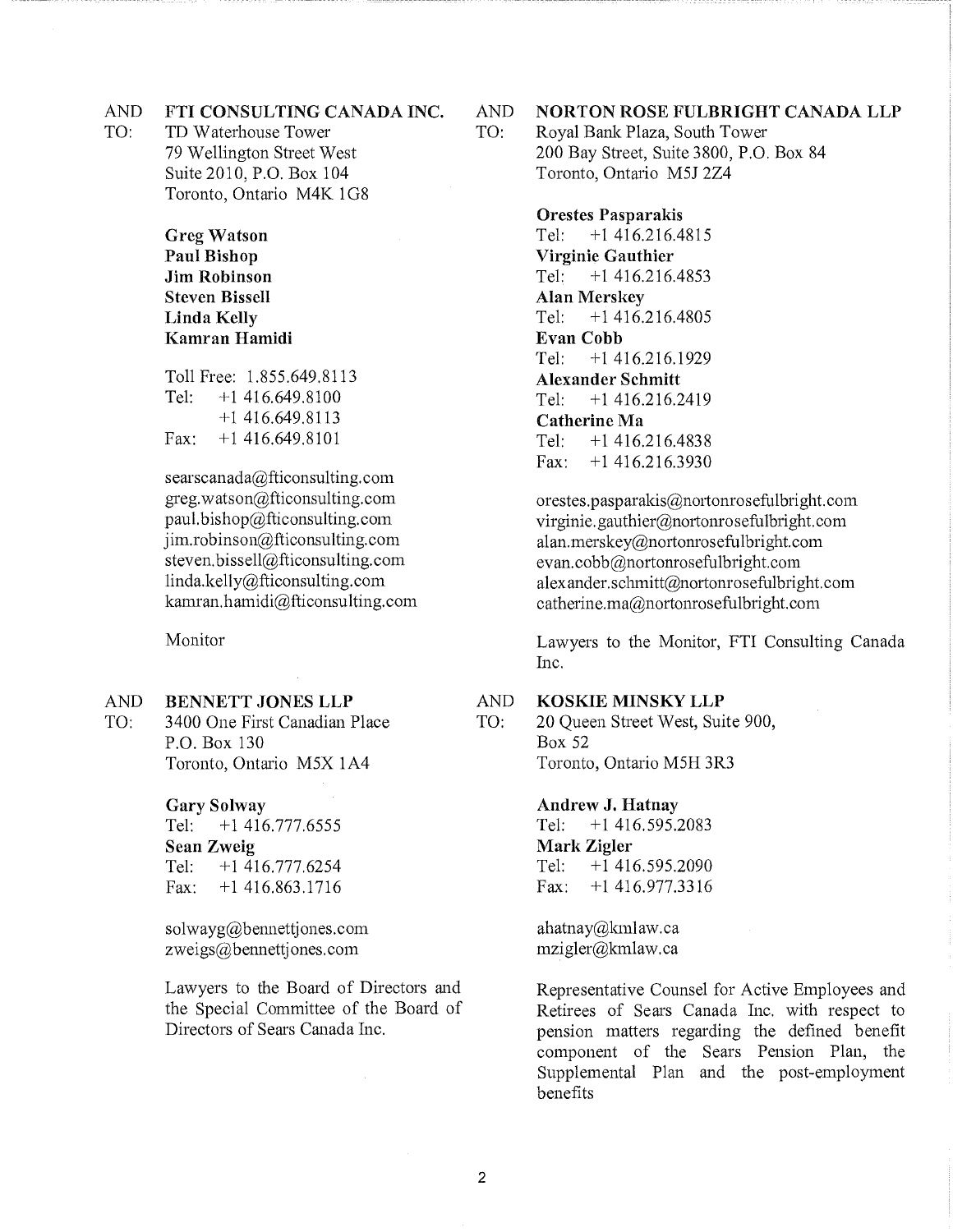AND TO: **FTI CONSULTING CANADA INC.**
TD Waterhouse Tower
79 Wellington Street West
Suite 2010, P.O. Box 104
Toronto, Ontario M4K 1G8

**Greg Watson**
**Paul Bishop**
**Jim Robinson**
**Steven Bissell**
**Linda Kelly**
**Kamran Hamidi**

Toll Free: 1.855.649.8113
Tel: +1 416.649.8100
+1 416.649.8113
Fax: +1 416.649.8101

searscanada@fticonsulting.com
greg.watson@fticonsulting.com
paul.bishop@fticonsulting.com
jim.robinson@fticonsulting.com
steven.bissell@fticonsulting.com
linda.kelly@fticonsulting.com
kamran.hamidi@fticonsulting.com

Monitor

AND TO: **NORTON ROSE FULBRIGHT CANADA LLP**
Royal Bank Plaza, South Tower
200 Bay Street, Suite 3800, P.O. Box 84
Toronto, Ontario M5J 2Z4

**Orestes Pasparakis**
Tel: +1 416.216.4815
**Virginie Gauthier**
Tel: +1 416.216.4853
**Alan Merskey**
Tel: +1 416.216.4805
**Evan Cobb**
Tel: +1 416.216.1929
**Alexander Schmitt**
Tel: +1 416.216.2419
**Catherine Ma**
Tel: +1 416.216.4838
Fax: +1 416.216.3930

orestes.pasparakis@nortonrosefulbright.com
virginie.gauthier@nortonrosefulbright.com
alan.merskey@nortonrosefulbright.com
evan.cobb@nortonrosefulbright.com
alexander.schmitt@nortonrosefulbright.com
catherine.ma@nortonrosefulbright.com

Lawyers to the Monitor, FTI Consulting Canada Inc.

AND TO: **BENNETT JONES LLP**
3400 One First Canadian Place
P.O. Box 130
Toronto, Ontario M5X 1A4

**Gary Solway**
Tel: +1 416.777.6555
**Sean Zweig**
Tel: +1 416.777.6254
Fax: +1 416.863.1716

solwayg@bennettjones.com
zweigs@bennettjones.com

Lawyers to the Board of Directors and the Special Committee of the Board of Directors of Sears Canada Inc.

AND TO: **KOSKIE MINSKY LLP**
20 Queen Street West, Suite 900,
Box 52
Toronto, Ontario M5H 3R3

**Andrew J. Hatnay**
Tel: +1 416.595.2083
**Mark Zigler**
Tel: +1 416.595.2090
Fax: +1 416.977.3316

ahatnay@kmlaw.ca
mzigler@kmlaw.ca

Representative Counsel for Active Employees and Retirees of Sears Canada Inc. with respect to pension matters regarding the defined benefit component of the Sears Pension Plan, the Supplemental Plan and the post-employment benefits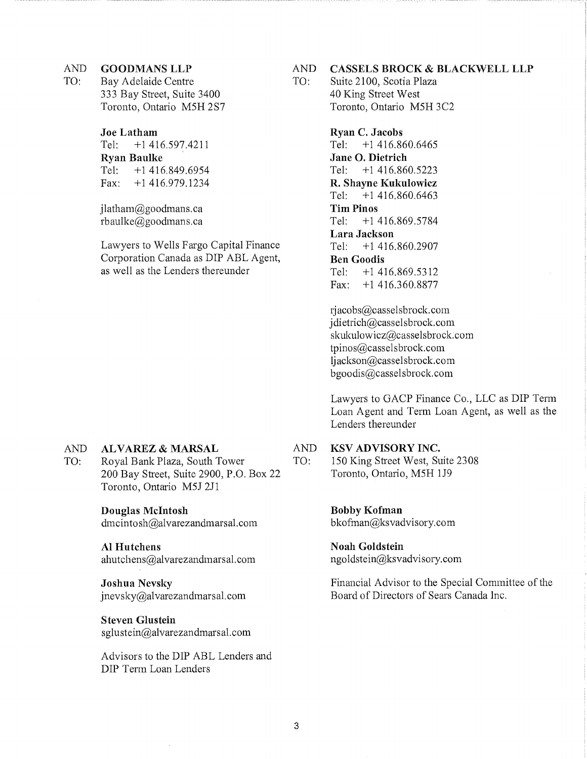AND TO: **GOODMANS LLP**
Bay Adelaide Centre
333 Bay Street, Suite 3400
Toronto, Ontario M5H 2S7

**Joe Latham**
Tel: +1 416.597.4211
**Ryan Baulke**
Tel: +1 416.849.6954
Fax: +1 416.979.1234

jlatham@goodmans.ca
rbaulke@goodmans.ca

Lawyers to Wells Fargo Capital Finance Corporation Canada as DIP ABL Agent, as well as the Lenders thereunder

AND TO: **CASSELS BROCK & BLACKWELL LLP**
Suite 2100, Scotia Plaza
40 King Street West
Toronto, Ontario M5H 3C2

**Ryan C. Jacobs**
Tel: +1 416.860.6465
**Jane O. Dietrich**
Tel: +1 416.860.5223
**R. Shayne Kukulowicz**
Tel: +1 416.860.6463
**Tim Pinos**
Tel: +1 416.869.5784
**Lara Jackson**
Tel: +1 416.860.2907
**Ben Goodis**
Tel: +1 416.869.5312
Fax: +1 416.360.8877

rjacobs@casselsbrock.com
jdietrich@casselsbrock.com
skukulowicz@casselsbrock.com
tpinos@casselsbrock.com
ljackson@casselsbrock.com
bgoodis@casselsbrock.com

Lawyers to GACP Finance Co., LLC as DIP Term Loan Agent and Term Loan Agent, as well as the Lenders thereunder

AND TO: **ALVAREZ & MARSAL**
Royal Bank Plaza, South Tower
200 Bay Street, Suite 2900, P.O. Box 22
Toronto, Ontario M5J 2J1

**Douglas McIntosh**
dmcintosh@alvarezandmarsal.com

**Al Hutchens**
ahutchens@alvarezandmarsal.com

**Joshua Nevsky**
jnevsky@alvarezandmarsal.com

**Steven Glustein**
sglustein@alvarezandmarsal.com

Advisors to the DIP ABL Lenders and DIP Term Loan Lenders

AND TO: **KSV ADVISORY INC.**
150 King Street West, Suite 2308
Toronto, Ontario, M5H 1J9

**Bobby Kofman**
bkofman@ksvadvisory.com

**Noah Goldstein**
ngoldstein@ksvadvisory.com

Financial Advisor to the Special Committee of the Board of Directors of Sears Canada Inc.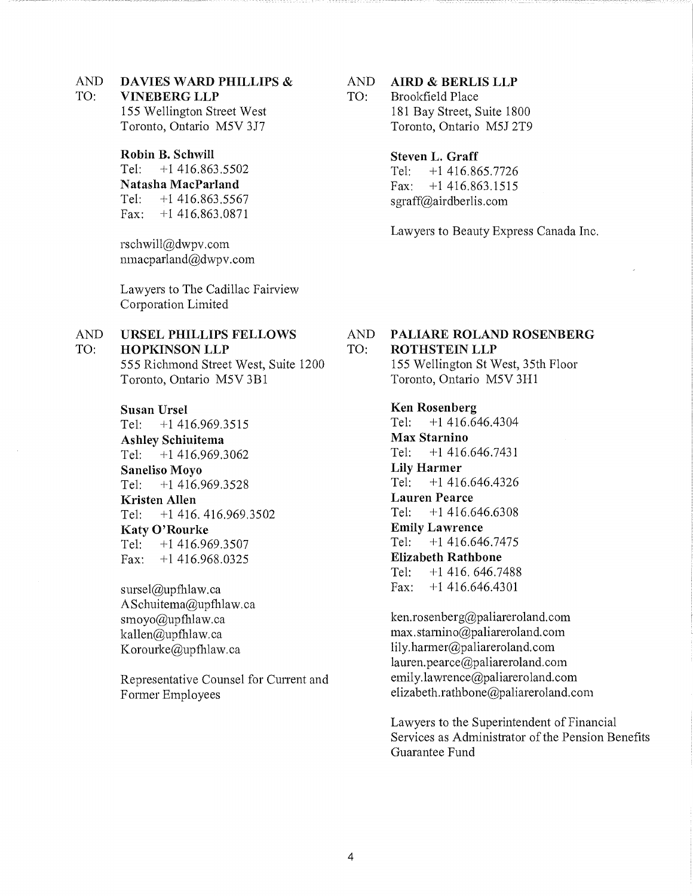AND TO: **DAVIES WARD PHILLIPS & VINEBERG LLP**
155 Wellington Street West
Toronto, Ontario M5V 3J7

**Robin B. Schwill**
Tel: +1 416.863.5502
**Natasha MacParland**
Tel: +1 416.863.5567
Fax: +1 416.863.0871

rschwill@dwpv.com
nmacparland@dwpv.com

Lawyers to The Cadillac Fairview Corporation Limited

AND TO: **AIRD & BERLIS LLP**
Brookfield Place
181 Bay Street, Suite 1800
Toronto, Ontario M5J 2T9

**Steven L. Graff**
Tel: +1 416.865.7726
Fax: +1 416.863.1515
sgraff@airdberlis.com

Lawyers to Beauty Express Canada Inc.

AND TO: **URSEL PHILLIPS FELLOWS HOPKINSON LLP**
555 Richmond Street West, Suite 1200
Toronto, Ontario M5V 3B1

**Susan Ursel**
Tel: +1 416.969.3515
**Ashley Schiuitema**
Tel: +1 416.969.3062
**Saneliso Moyo**
Tel: +1 416.969.3528
**Kristen Allen**
Tel: +1 416. 416.969.3502
**Katy O'Rourke**
Tel: +1 416.969.3507
Fax: +1 416.968.0325

sursel@upfhlaw.ca
ASchuitema@upfhlaw.ca
smoyo@upfhlaw.ca
kallen@upfhlaw.ca
Korourke@upfhlaw.ca

Representative Counsel for Current and Former Employees

AND TO: **PALIARE ROLAND ROSENBERG ROTHSTEIN LLP**
155 Wellington St West, 35th Floor
Toronto, Ontario M5V 3H1

**Ken Rosenberg**
Tel: +1 416.646.4304
**Max Starnino**
Tel: +1 416.646.7431
**Lily Harmer**
Tel: +1 416.646.4326
**Lauren Pearce**
Tel: +1 416.646.6308
**Emily Lawrence**
Tel: +1 416.646.7475
**Elizabeth Rathbone**
Tel: +1 416. 646.7488
Fax: +1 416.646.4301

ken.rosenberg@paliareroland.com
max.starnino@paliareroland.com
lily.harmer@paliareroland.com
lauren.pearce@paliareroland.com
emily.lawrence@paliareroland.com
elizabeth.rathbone@paliareroland.com

Lawyers to the Superintendent of Financial Services as Administrator of the Pension Benefits Guarantee Fund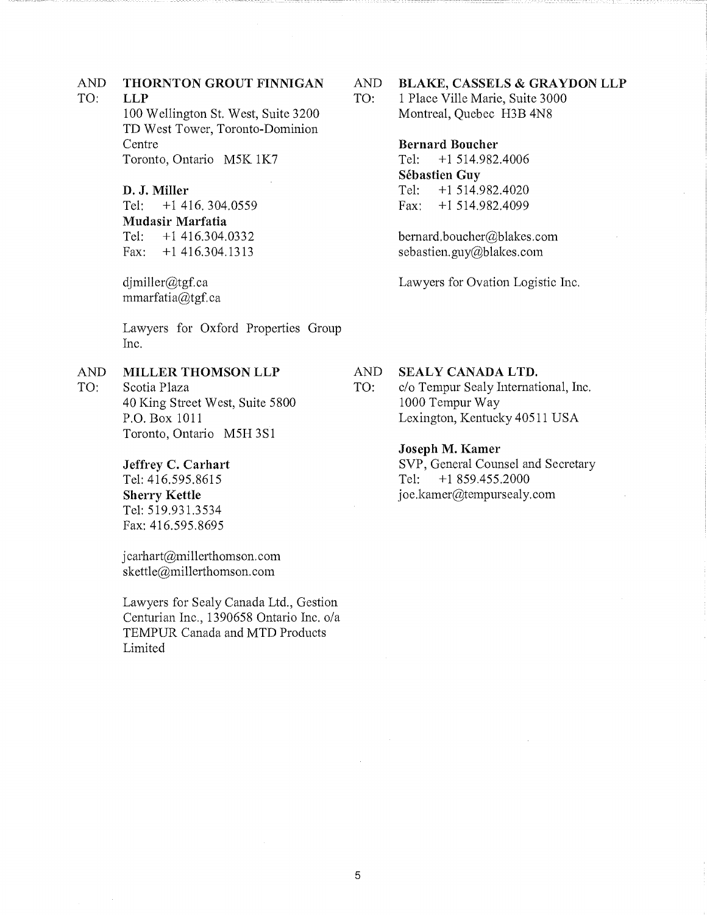AND TO: **THORNTON GROUT FINNIGAN LLP**
100 Wellington St. West, Suite 3200
TD West Tower, Toronto-Dominion Centre
Toronto, Ontario M5K 1K7

**D. J. Miller**
Tel: +1 416. 304.0559
**Mudasir Marfatia**
Tel: +1 416.304.0332
Fax: +1 416.304.1313

djmiller@tgf.ca
mmarfatia@tgf.ca

Lawyers for Oxford Properties Group Inc.

AND TO: **BLAKE, CASSELS & GRAYDON LLP**
1 Place Ville Marie, Suite 3000
Montreal, Quebec H3B 4N8

**Bernard Boucher**
Tel: +1 514.982.4006
**Sébastien Guy**
Tel: +1 514.982.4020
Fax: +1 514.982.4099

bernard.boucher@blakes.com
sebastien.guy@blakes.com

Lawyers for Ovation Logistic Inc.

AND TO: **MILLER THOMSON LLP**
Scotia Plaza
40 King Street West, Suite 5800
P.O. Box 1011
Toronto, Ontario M5H 3S1

**Jeffrey C. Carhart**
Tel: 416.595.8615
**Sherry Kettle**
Tel: 519.931.3534
Fax: 416.595.8695

jcarhart@millerthomson.com
skettle@millerthomson.com

Lawyers for Sealy Canada Ltd., Gestion Centurian Inc., 1390658 Ontario Inc. o/a TEMPUR Canada and MTD Products Limited

AND TO: **SEALY CANADA LTD.**
c/o Tempur Sealy International, Inc.
1000 Tempur Way
Lexington, Kentucky 40511 USA

**Joseph M. Kamer**
SVP, General Counsel and Secretary
Tel: +1 859.455.2000
joe.kamer@tempursealy.com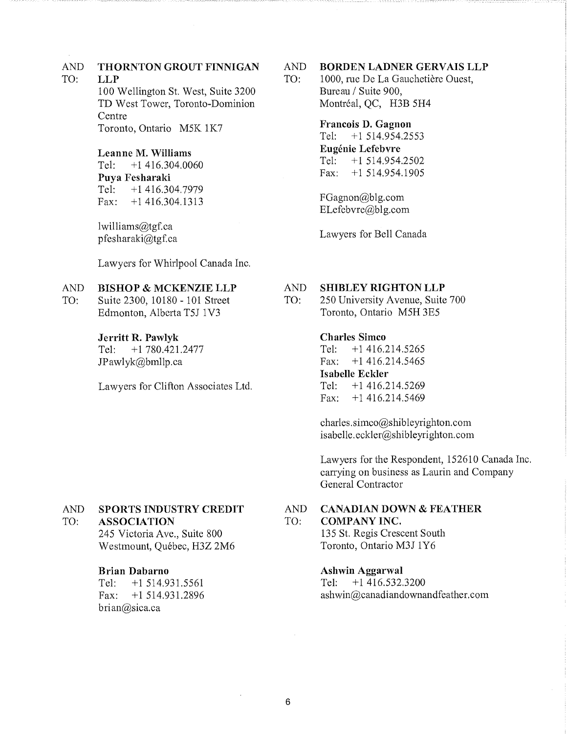AND TO: **THORNTON GROUT FINNIGAN LLP**
100 Wellington St. West, Suite 3200
TD West Tower, Toronto-Dominion Centre
Toronto, Ontario M5K 1K7

**Leanne M. Williams**
Tel: +1 416.304.0060
**Puya Fesharaki**
Tel: +1 416.304.7979
Fax: +1 416.304.1313

lwilliams@tgf.ca
pfesharaki@tgf.ca

Lawyers for Whirlpool Canada Inc.

AND TO: **BORDEN LADNER GERVAIS LLP**
1000, rue De La Gauchetière Ouest,
Bureau / Suite 900,
Montréal, QC, H3B 5H4

**Francois D. Gagnon**
Tel: +1 514.954.2553
**Eugénie Lefebvre**
Tel: +1 514.954.2502
Fax: +1 514.954.1905

FGagnon@blg.com
ELefebvre@blg.com

Lawyers for Bell Canada

AND TO: **BISHOP & MCKENZIE LLP**
Suite 2300, 10180 - 101 Street
Edmonton, Alberta T5J 1V3

**Jerritt R. Pawlyk**
Tel: +1 780.421.2477
JPawlyk@bmllp.ca

Lawyers for Clifton Associates Ltd.

AND TO: **SHIBLEY RIGHTON LLP**
250 University Avenue, Suite 700
Toronto, Ontario M5H 3E5

**Charles Simco**
Tel: +1 416.214.5265
Fax: +1 416.214.5465
**Isabelle Eckler**
Tel: +1 416.214.5269
Fax: +1 416.214.5469

charles.simco@shibleyrighton.com
isabelle.eckler@shibleyrighton.com

Lawyers for the Respondent, 152610 Canada Inc. carrying on business as Laurin and Company General Contractor

AND TO: **SPORTS INDUSTRY CREDIT ASSOCIATION**
245 Victoria Ave., Suite 800
Westmount, Québec, H3Z 2M6

**Brian Dabarno**
Tel: +1 514.931.5561
Fax: +1 514.931.2896
brian@sica.ca

AND TO: **CANADIAN DOWN & FEATHER COMPANY INC.**
135 St. Regis Crescent South
Toronto, Ontario M3J 1Y6

**Ashwin Aggarwal**
Tel: +1 416.532.3200
ashwin@canadiandownandfeather.com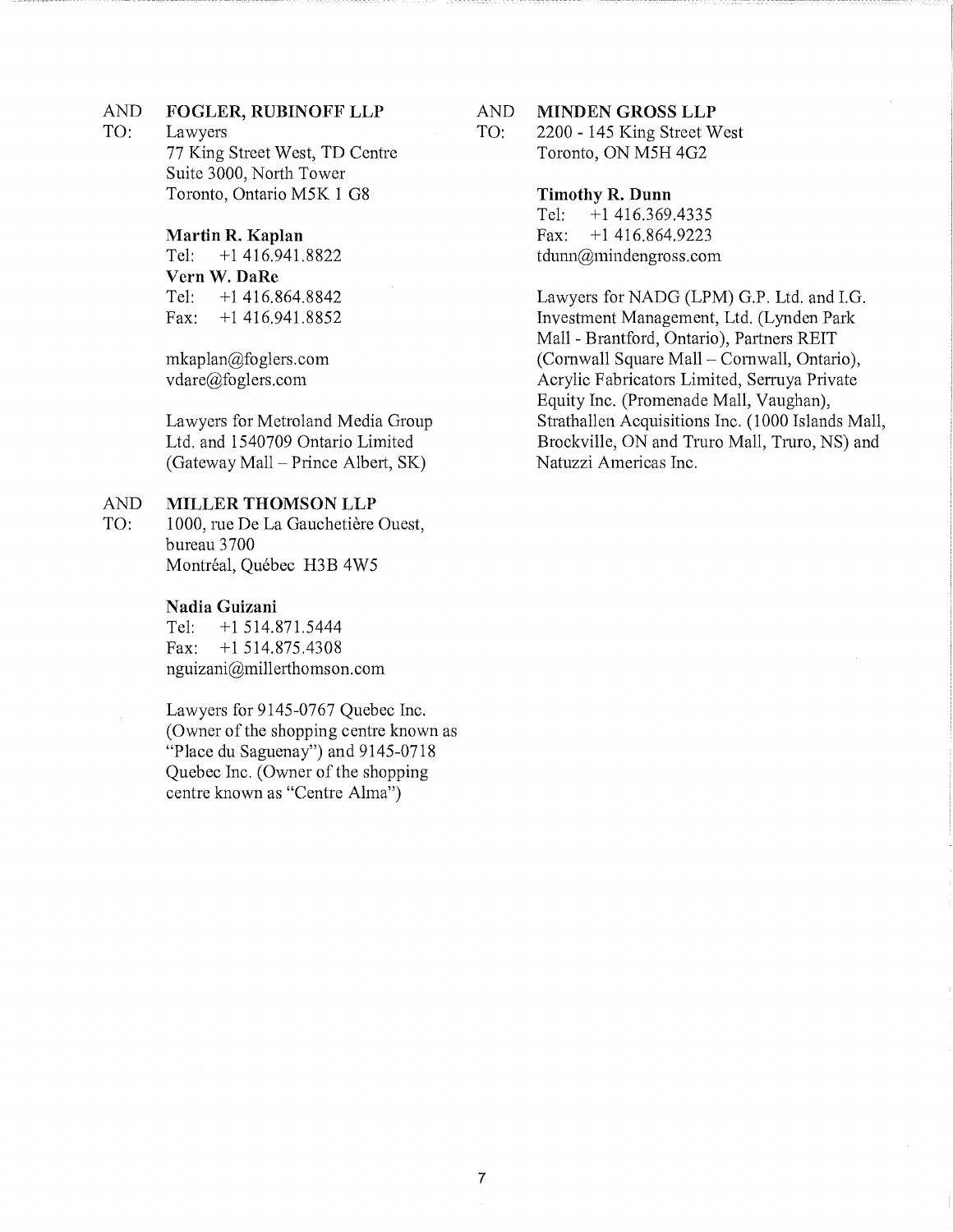AND TO: **FOGLER, RUBINOFF LLP**
Lawyers
77 King Street West, TD Centre
Suite 3000, North Tower
Toronto, Ontario M5K 1 G8

**Martin R. Kaplan**
Tel: +1 416.941.8822
**Vern W. DaRe**
Tel: +1 416.864.8842
Fax: +1 416.941.8852

mkaplan@foglers.com
vdare@foglers.com

Lawyers for Metroland Media Group Ltd. and 1540709 Ontario Limited (Gateway Mall – Prince Albert, SK)

AND TO: **MILLER THOMSON LLP**
1000, rue De La Gauchetière Ouest, bureau 3700
Montréal, Québec H3B 4W5

**Nadia Guizani**
Tel: +1 514.871.5444
Fax: +1 514.875.4308
nguizani@millerthomson.com

Lawyers for 9145-0767 Quebec Inc. (Owner of the shopping centre known as "Place du Saguenay") and 9145-0718 Quebec Inc. (Owner of the shopping centre known as "Centre Alma")

AND TO: **MINDEN GROSS LLP**
2200 - 145 King Street West
Toronto, ON M5H 4G2

**Timothy R. Dunn**
Tel: +1 416.369.4335
Fax: +1 416.864.9223
tdunn@mindengross.com

Lawyers for NADG (LPM) G.P. Ltd. and I.G. Investment Management, Ltd. (Lynden Park Mall - Brantford, Ontario), Partners REIT (Cornwall Square Mall – Cornwall, Ontario), Acrylic Fabricators Limited, Serruya Private Equity Inc. (Promenade Mall, Vaughan), Strathallen Acquisitions Inc. (1000 Islands Mall, Brockville, ON and Truro Mall, Truro, NS) and Natuzzi Americas Inc.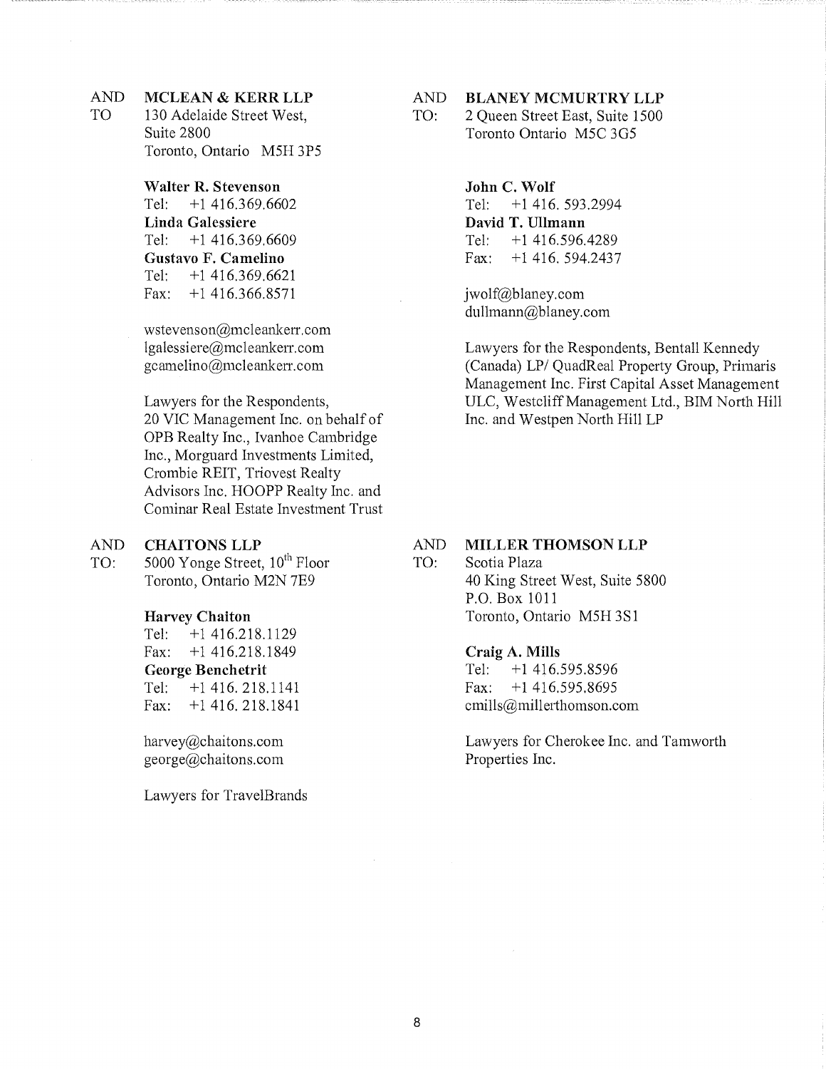AND TO **MCLEAN & KERR LLP**
130 Adelaide Street West,
Suite 2800
Toronto, Ontario M5H 3P5

**Walter R. Stevenson**
Tel: +1 416.369.6602
**Linda Galessiere**
Tel: +1 416.369.6609
**Gustavo F. Camelino**
Tel: +1 416.369.6621
Fax: +1 416.366.8571

wstevenson@mcleankerr.com
lgalessiere@mcleankerr.com
gcamelino@mcleankerr.com

Lawyers for the Respondents, 20 VIC Management Inc. on behalf of OPB Realty Inc., Ivanhoe Cambridge Inc., Morguard Investments Limited, Crombie REIT, Triovest Realty Advisors Inc. HOOPP Realty Inc. and Cominar Real Estate Investment Trust

AND TO: **BLANEY MCMURTRY LLP**
2 Queen Street East, Suite 1500
Toronto Ontario M5C 3G5

**John C. Wolf**
Tel: +1 416. 593.2994
**David T. Ullmann**
Tel: +1 416.596.4289
Fax: +1 416. 594.2437

jwolf@blaney.com
dullmann@blaney.com

Lawyers for the Respondents, Bentall Kennedy (Canada) LP/ QuadReal Property Group, Primaris Management Inc. First Capital Asset Management ULC, Westcliff Management Ltd., BIM North Hill Inc. and Westpen North Hill LP

AND TO: **CHAITONS LLP**
5000 Yonge Street, 10th Floor
Toronto, Ontario M2N 7E9

**Harvey Chaiton**
Tel: +1 416.218.1129
Fax: +1 416.218.1849
**George Benchetrit**
Tel: +1 416. 218.1141
Fax: +1 416. 218.1841

harvey@chaitons.com
george@chaitons.com

Lawyers for TravelBrands

AND TO: **MILLER THOMSON LLP**
Scotia Plaza
40 King Street West, Suite 5800
P.O. Box 1011
Toronto, Ontario M5H 3S1

**Craig A. Mills**
Tel: +1 416.595.8596
Fax: +1 416.595.8695
cmills@millerthomson.com

Lawyers for Cherokee Inc. and Tamworth Properties Inc.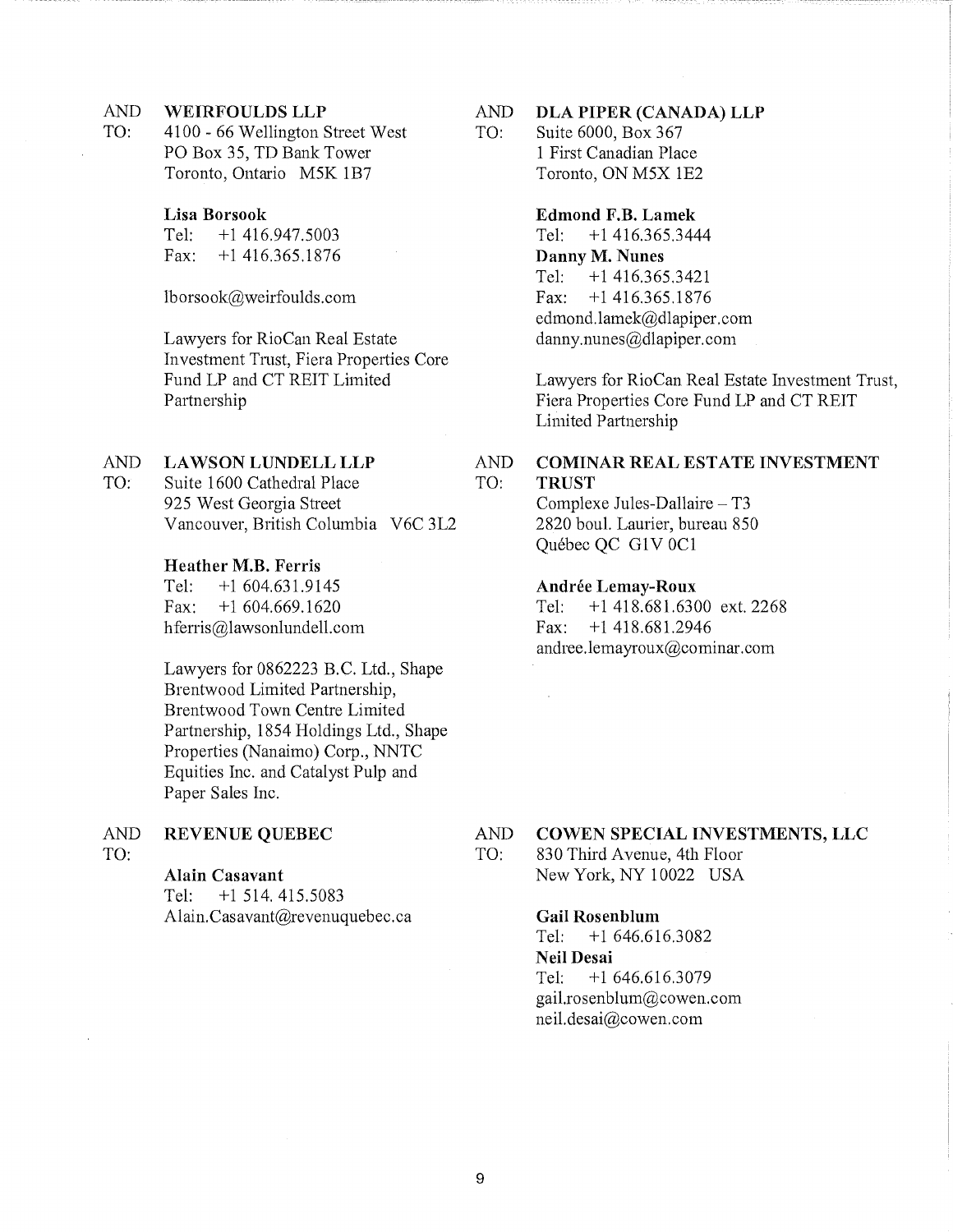AND TO: **WEIRFOULDS LLP**
4100 - 66 Wellington Street West
PO Box 35, TD Bank Tower
Toronto, Ontario M5K 1B7

**Lisa Borsook**
Tel: +1 416.947.5003
Fax: +1 416.365.1876

lborsook@weirfoulds.com

Lawyers for RioCan Real Estate Investment Trust, Fiera Properties Core Fund LP and CT REIT Limited Partnership

AND TO: **DLA PIPER (CANADA) LLP**
Suite 6000, Box 367
1 First Canadian Place
Toronto, ON M5X 1E2

**Edmond F.B. Lamek**
Tel: +1 416.365.3444
**Danny M. Nunes**
Tel: +1 416.365.3421
Fax: +1 416.365.1876
edmond.lamek@dlapiper.com
danny.nunes@dlapiper.com

Lawyers for RioCan Real Estate Investment Trust, Fiera Properties Core Fund LP and CT REIT Limited Partnership

AND TO: **LAWSON LUNDELL LLP**
Suite 1600 Cathedral Place
925 West Georgia Street
Vancouver, British Columbia V6C 3L2

**Heather M.B. Ferris**
Tel: +1 604.631.9145
Fax: +1 604.669.1620
hferris@lawsonlundell.com

Lawyers for 0862223 B.C. Ltd., Shape Brentwood Limited Partnership, Brentwood Town Centre Limited Partnership, 1854 Holdings Ltd., Shape Properties (Nanaimo) Corp., NNTC Equities Inc. and Catalyst Pulp and Paper Sales Inc.

AND TO: **COMINAR REAL ESTATE INVESTMENT TRUST**
Complexe Jules-Dallaire – T3
2820 boul. Laurier, bureau 850
Québec QC G1V 0C1

**Andrée Lemay-Roux**
Tel: +1 418.681.6300 ext. 2268
Fax: +1 418.681.2946
andree.lemayroux@cominar.com

AND TO: **REVENUE QUEBEC**

**Alain Casavant**
Tel: +1 514. 415.5083
Alain.Casavant@revenuquebec.ca

AND TO: **COWEN SPECIAL INVESTMENTS, LLC**
830 Third Avenue, 4th Floor
New York, NY 10022 USA

**Gail Rosenblum**
Tel: +1 646.616.3082
**Neil Desai**
Tel: +1 646.616.3079
gail.rosenblum@cowen.com
neil.desai@cowen.com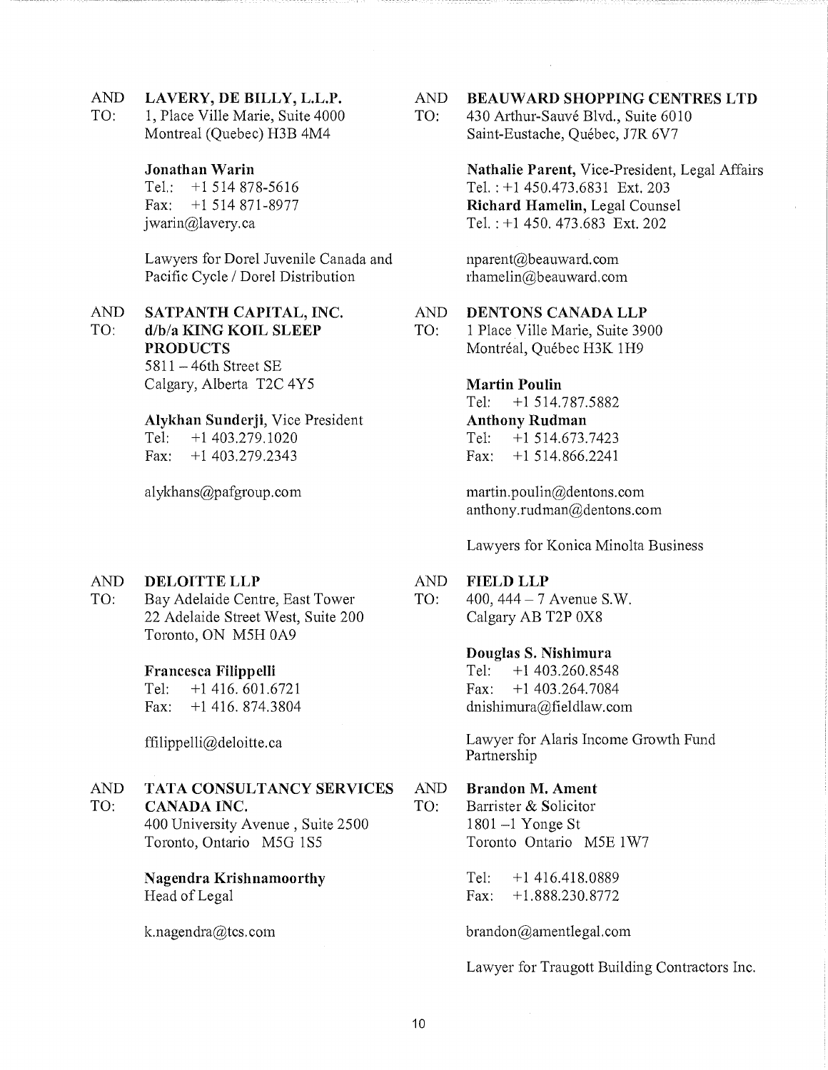AND TO: **LAVERY, DE BILLY, L.L.P.**
1, Place Ville Marie, Suite 4000
Montreal (Quebec) H3B 4M4

**Jonathan Warin**
Tel.: +1 514 878-5616
Fax: +1 514 871-8977
jwarin@lavery.ca

Lawyers for Dorel Juvenile Canada and Pacific Cycle / Dorel Distribution

AND TO: **BEAUWARD SHOPPING CENTRES LTD**
430 Arthur-Sauvé Blvd., Suite 6010
Saint-Eustache, Québec, J7R 6V7

**Nathalie Parent,** Vice-President, Legal Affairs
Tel. : +1 450.473.6831 Ext. 203
**Richard Hamelin,** Legal Counsel
Tel. : +1 450. 473.683 Ext. 202

nparent@beauward.com
rhamelin@beauward.com

AND TO: **SATPANTH CAPITAL, INC. d/b/a KING KOIL SLEEP PRODUCTS**
5811 – 46th Street SE
Calgary, Alberta T2C 4Y5

**Alykhan Sunderji,** Vice President
Tel: +1 403.279.1020
Fax: +1 403.279.2343

alykhans@pafgroup.com

AND TO: **DENTONS CANADA LLP**
1 Place Ville Marie, Suite 3900
Montréal, Québec H3K 1H9

**Martin Poulin**
Tel: +1 514.787.5882
**Anthony Rudman**
Tel: +1 514.673.7423
Fax: +1 514.866.2241

martin.poulin@dentons.com
anthony.rudman@dentons.com

Lawyers for Konica Minolta Business

AND TO: **DELOITTE LLP**
Bay Adelaide Centre, East Tower
22 Adelaide Street West, Suite 200
Toronto, ON M5H 0A9

**Francesca Filippelli**
Tel: +1 416. 601.6721
Fax: +1 416. 874.3804

ffilippelli@deloitte.ca

AND TO: **FIELD LLP**
400, 444 – 7 Avenue S.W.
Calgary AB T2P 0X8

**Douglas S. Nishimura**
Tel: +1 403.260.8548
Fax: +1 403.264.7084
dnishimura@fieldlaw.com

Lawyer for Alaris Income Growth Fund Partnership

AND TO: **TATA CONSULTANCY SERVICES CANADA INC.**
400 University Avenue , Suite 2500
Toronto, Ontario M5G 1S5

**Nagendra Krishnamoorthy**
Head of Legal

k.nagendra@tcs.com

AND TO: **Brandon M. Ament**
Barrister & Solicitor
1801 –1 Yonge St
Toronto Ontario M5E 1W7

Tel: +1 416.418.0889
Fax: +1.888.230.8772

brandon@amentlegal.com

Lawyer for Traugott Building Contractors Inc.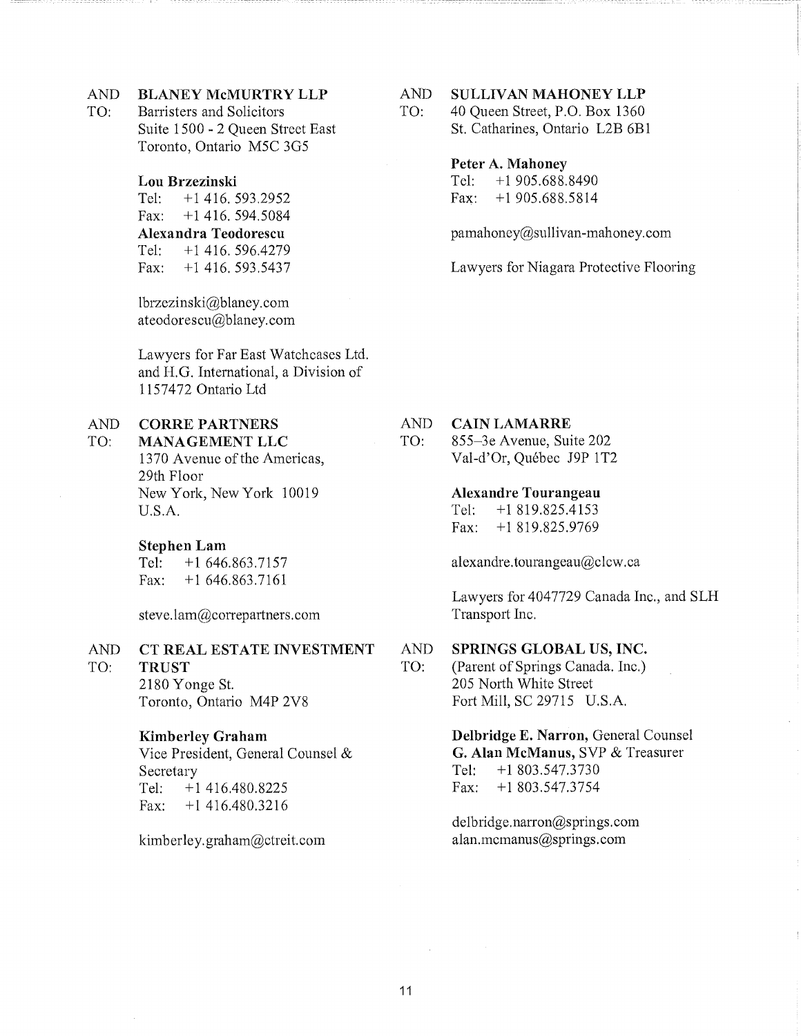AND TO: **BLANEY McMURTRY LLP**
Barristers and Solicitors
Suite 1500 - 2 Queen Street East
Toronto, Ontario M5C 3G5

**Lou Brzezinski**
Tel: +1 416. 593.2952
Fax: +1 416. 594.5084
**Alexandra Teodorescu**
Tel: +1 416. 596.4279
Fax: +1 416. 593.5437

lbrzezinski@blaney.com
ateodorescu@blaney.com

Lawyers for Far East Watchcases Ltd. and H.G. International, a Division of 1157472 Ontario Ltd

AND TO: **CORRE PARTNERS MANAGEMENT LLC**
1370 Avenue of the Americas,
29th Floor
New York, New York 10019
U.S.A.

**Stephen Lam**
Tel: +1 646.863.7157
Fax: +1 646.863.7161

steve.lam@correpartners.com

AND TO: **CT REAL ESTATE INVESTMENT TRUST**
2180 Yonge St.
Toronto, Ontario M4P 2V8

**Kimberley Graham**
Vice President, General Counsel & Secretary
Tel: +1 416.480.8225
Fax: +1 416.480.3216

kimberley.graham@ctreit.com

AND TO: **SULLIVAN MAHONEY LLP**
40 Queen Street, P.O. Box 1360
St. Catharines, Ontario L2B 6B1

**Peter A. Mahoney**
Tel: +1 905.688.8490
Fax: +1 905.688.5814

pamahoney@sullivan-mahoney.com

Lawyers for Niagara Protective Flooring

AND TO: **CAIN LAMARRE**
855–3e Avenue, Suite 202
Val-d'Or, Québec J9P 1T2

**Alexandre Tourangeau**
Tel: +1 819.825.4153
Fax: +1 819.825.9769

alexandre.tourangeau@clcw.ca

Lawyers for 4047729 Canada Inc., and SLH Transport Inc.

AND TO: **SPRINGS GLOBAL US, INC.**
(Parent of Springs Canada. Inc.)
205 North White Street
Fort Mill, SC 29715 U.S.A.

**Delbridge E. Narron,** General Counsel
**G. Alan McManus,** SVP & Treasurer
Tel: +1 803.547.3730
Fax: +1 803.547.3754

delbridge.narron@springs.com
alan.mcmanus@springs.com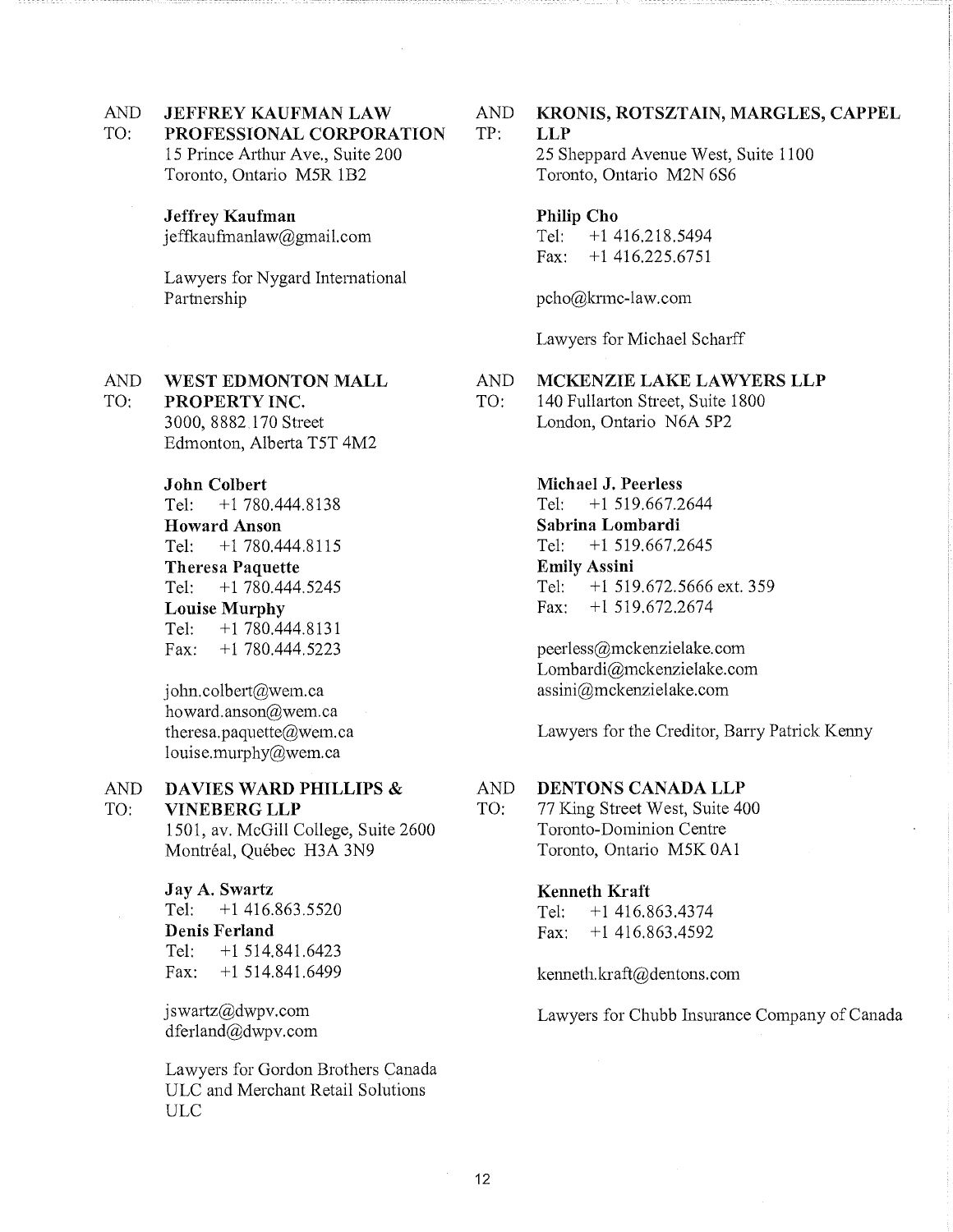AND TO: **JEFFREY KAUFMAN LAW PROFESSIONAL CORPORATION**
15 Prince Arthur Ave., Suite 200
Toronto, Ontario M5R 1B2

**Jeffrey Kaufman**
jeffkaufmanlaw@gmail.com

Lawyers for Nygard International Partnership

AND TO: **WEST EDMONTON MALL PROPERTY INC.**
3000, 8882 170 Street
Edmonton, Alberta T5T 4M2

**John Colbert**
Tel: +1 780.444.8138
**Howard Anson**
Tel: +1 780.444.8115
**Theresa Paquette**
Tel: +1 780.444.5245
**Louise Murphy**
Tel: +1 780.444.8131
Fax: +1 780.444.5223

john.colbert@wem.ca
howard.anson@wem.ca
theresa.paquette@wem.ca
louise.murphy@wem.ca

AND TO: **DAVIES WARD PHILLIPS & VINEBERG LLP**
1501, av. McGill College, Suite 2600
Montréal, Québec H3A 3N9

**Jay A. Swartz**
Tel: +1 416.863.5520
**Denis Ferland**
Tel: +1 514.841.6423
Fax: +1 514.841.6499

jswartz@dwpv.com
dferland@dwpv.com

Lawyers for Gordon Brothers Canada ULC and Merchant Retail Solutions ULC

AND TP: **KRONIS, ROTSZTAIN, MARGLES, CAPPEL LLP**
25 Sheppard Avenue West, Suite 1100
Toronto, Ontario M2N 6S6

**Philip Cho**
Tel: +1 416.218.5494
Fax: +1 416.225.6751

pcho@krmc-law.com

Lawyers for Michael Scharff

AND TO: **MCKENZIE LAKE LAWYERS LLP**
140 Fullarton Street, Suite 1800
London, Ontario N6A 5P2

**Michael J. Peerless**
Tel: +1 519.667.2644
**Sabrina Lombardi**
Tel: +1 519.667.2645
**Emily Assini**
Tel: +1 519.672.5666 ext. 359
Fax: +1 519.672.2674

peerless@mckenzielake.com
Lombardi@mckenzielake.com
assini@mckenzielake.com

Lawyers for the Creditor, Barry Patrick Kenny

AND TO: **DENTONS CANADA LLP**
77 King Street West, Suite 400
Toronto-Dominion Centre
Toronto, Ontario M5K 0A1

**Kenneth Kraft**
Tel: +1 416.863.4374
Fax: +1 416.863.4592

kenneth.kraft@dentons.com

Lawyers for Chubb Insurance Company of Canada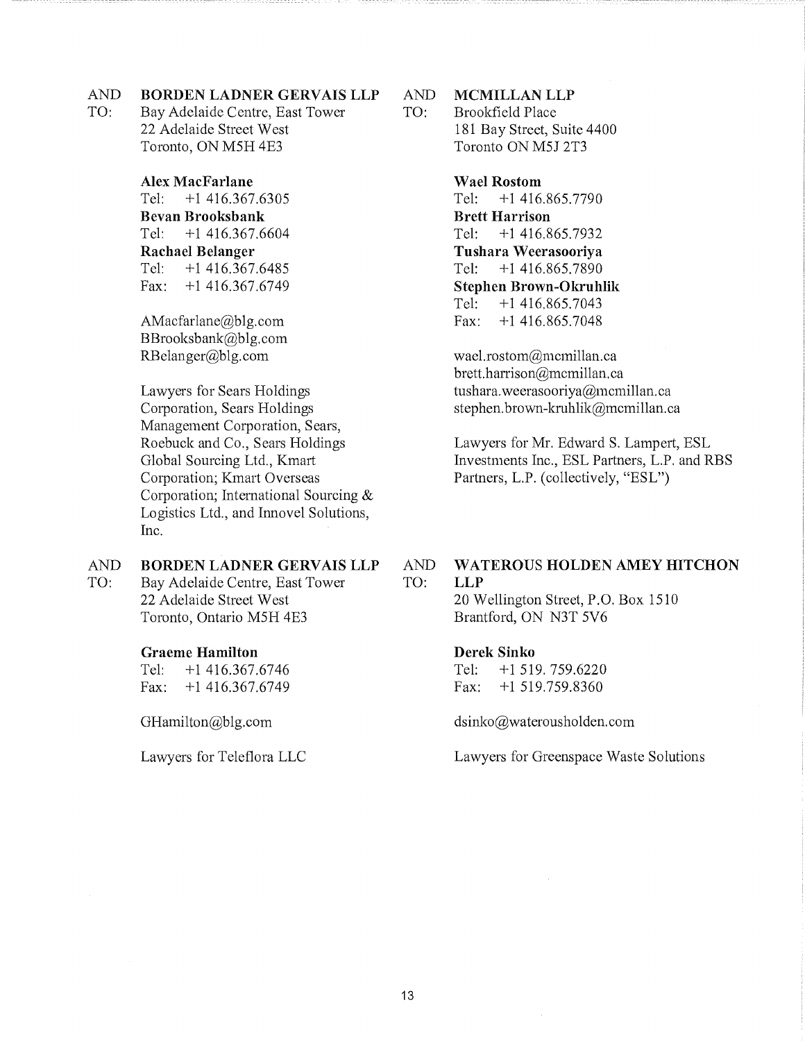AND TO: **BORDEN LADNER GERVAIS LLP**
Bay Adelaide Centre, East Tower
22 Adelaide Street West
Toronto, ON M5H 4E3

**Alex MacFarlane**
Tel: +1 416.367.6305
**Bevan Brooksbank**
Tel: +1 416.367.6604
**Rachael Belanger**
Tel: +1 416.367.6485
Fax: +1 416.367.6749

AMacfarlane@blg.com
BBrooksbank@blg.com
RBelanger@blg.com

Lawyers for Sears Holdings Corporation, Sears Holdings Management Corporation, Sears, Roebuck and Co., Sears Holdings Global Sourcing Ltd., Kmart Corporation; Kmart Overseas Corporation; International Sourcing & Logistics Ltd., and Innovel Solutions, Inc.

AND TO: **MCMILLAN LLP**
Brookfield Place
181 Bay Street, Suite 4400
Toronto ON M5J 2T3

**Wael Rostom**
Tel: +1 416.865.7790
**Brett Harrison**
Tel: +1 416.865.7932
**Tushara Weerasooriya**
Tel: +1 416.865.7890
**Stephen Brown-Okruhlik**
Tel: +1 416.865.7043
Fax: +1 416.865.7048

wael.rostom@mcmillan.ca
brett.harrison@mcmillan.ca
tushara.weerasooriya@mcmillan.ca
stephen.brown-kruhlik@mcmillan.ca

Lawyers for Mr. Edward S. Lampert, ESL Investments Inc., ESL Partners, L.P. and RBS Partners, L.P. (collectively, "ESL")

AND TO: **BORDEN LADNER GERVAIS LLP**
Bay Adelaide Centre, East Tower
22 Adelaide Street West
Toronto, Ontario M5H 4E3

**Graeme Hamilton**
Tel: +1 416.367.6746
Fax: +1 416.367.6749

GHamilton@blg.com

Lawyers for Teleflora LLC

AND TO: **WATEROUS HOLDEN AMEY HITCHON LLP**
20 Wellington Street, P.O. Box 1510
Brantford, ON N3T 5V6

**Derek Sinko**
Tel: +1 519. 759.6220
Fax: +1 519.759.8360

dsinko@waterousholden.com

Lawyers for Greenspace Waste Solutions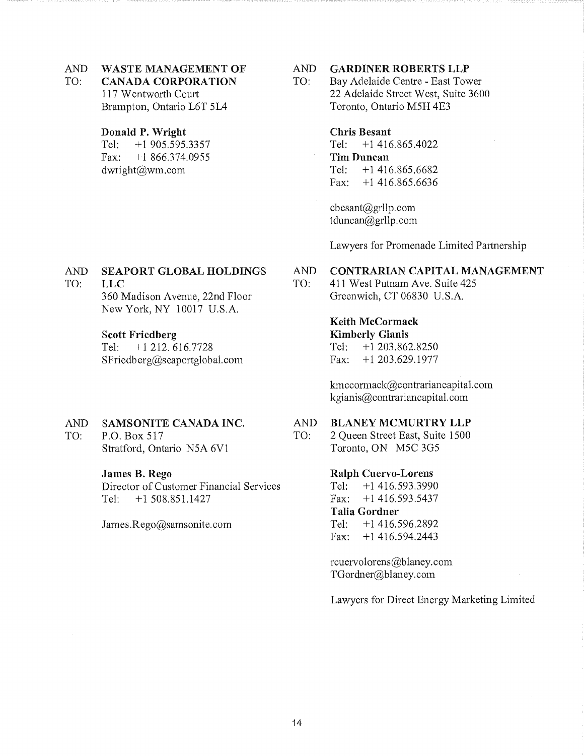AND TO: **WASTE MANAGEMENT OF CANADA CORPORATION**
117 Wentworth Court
Brampton, Ontario L6T 5L4

**Donald P. Wright**
Tel: +1 905.595.3357
Fax: +1 866.374.0955
dwright@wm.com

AND TO: **GARDINER ROBERTS LLP**
Bay Adelaide Centre - East Tower
22 Adelaide Street West, Suite 3600
Toronto, Ontario M5H 4E3

**Chris Besant**
Tel: +1 416.865.4022
**Tim Duncan**
Tel: +1 416.865.6682
Fax: +1 416.865.6636

cbesant@grllp.com
tduncan@grllp.com

Lawyers for Promenade Limited Partnership

AND TO: **SEAPORT GLOBAL HOLDINGS LLC**
360 Madison Avenue, 22nd Floor
New York, NY 10017 U.S.A.

**Scott Friedberg**
Tel: +1 212. 616.7728
SFriedberg@seaportglobal.com

AND TO: **CONTRARIAN CAPITAL MANAGEMENT**
411 West Putnam Ave. Suite 425
Greenwich, CT 06830 U.S.A.

**Keith McCormack**
**Kimberly Gianis**
Tel: +1 203.862.8250
Fax: +1 203.629.1977

kmccormack@contrariancapital.com
kgianis@contrariancapital.com

AND TO: **SAMSONITE CANADA INC.**
P.O. Box 517
Stratford, Ontario N5A 6V1

**James B. Rego**
Director of Customer Financial Services
Tel: +1 508.851.1427

James.Rego@samsonite.com

AND TO: **BLANEY MCMURTRY LLP**
2 Queen Street East, Suite 1500
Toronto, ON M5C 3G5

**Ralph Cuervo-Lorens**
Tel: +1 416.593.3990
Fax: +1 416.593.5437
**Talia Gordner**
Tel: +1 416.596.2892
Fax: +1 416.594.2443

rcuervolorens@blaney.com
TGordner@blaney.com

Lawyers for Direct Energy Marketing Limited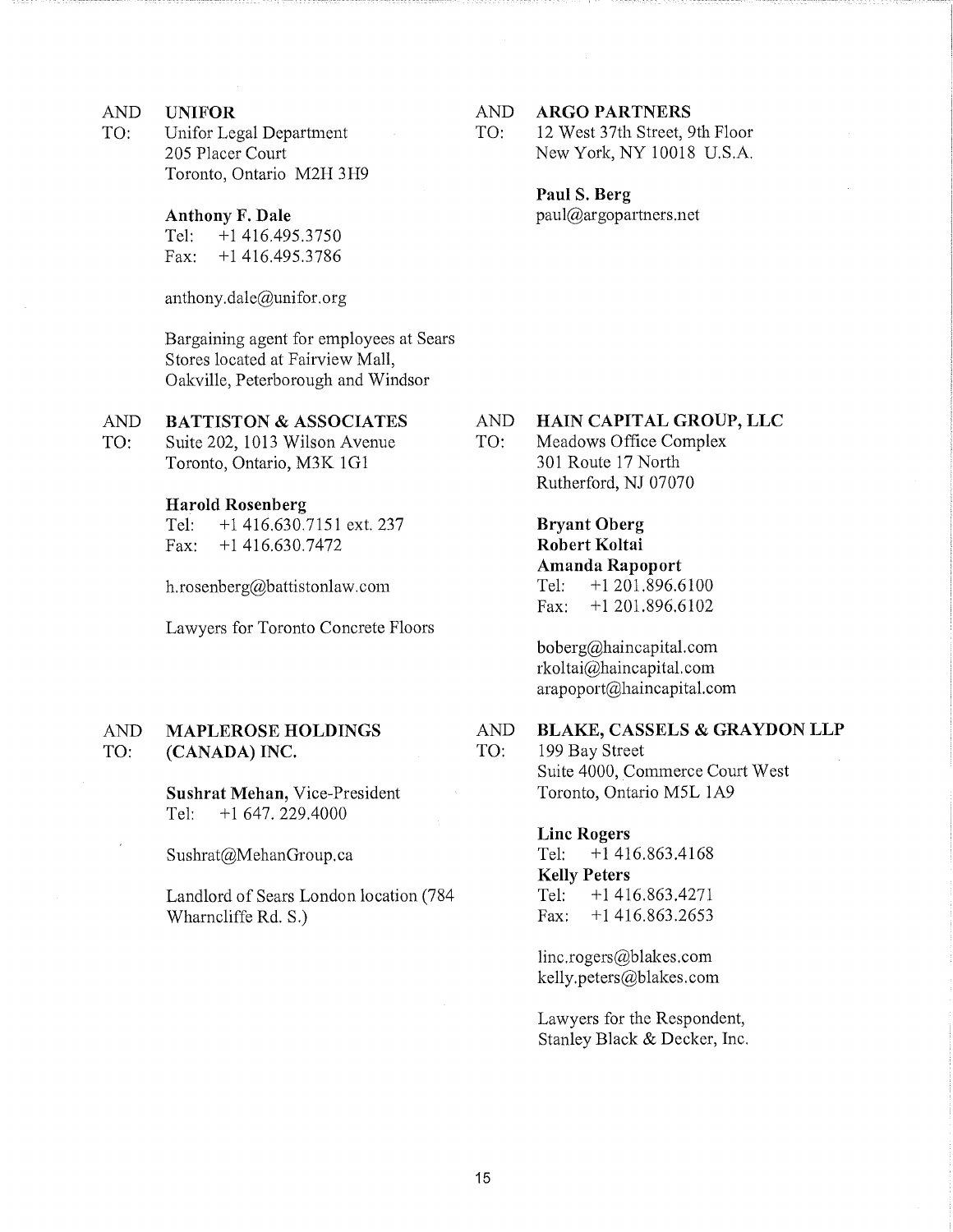AND TO: **UNIFOR**
Unifor Legal Department
205 Placer Court
Toronto, Ontario M2H 3H9

**Anthony F. Dale**
Tel: +1 416.495.3750
Fax: +1 416.495.3786

anthony.dale@unifor.org

Bargaining agent for employees at Sears Stores located at Fairview Mall, Oakville, Peterborough and Windsor

AND TO: **ARGO PARTNERS**
12 West 37th Street, 9th Floor
New York, NY 10018 U.S.A.

**Paul S. Berg**
paul@argopartners.net

AND TO: **BATTISTON & ASSOCIATES**
Suite 202, 1013 Wilson Avenue
Toronto, Ontario, M3K 1G1

**Harold Rosenberg**
Tel: +1 416.630.7151 ext. 237
Fax: +1 416.630.7472

h.rosenberg@battistonlaw.com

Lawyers for Toronto Concrete Floors

AND TO: **HAIN CAPITAL GROUP, LLC**
Meadows Office Complex
301 Route 17 North
Rutherford, NJ 07070

**Bryant Oberg**
**Robert Koltai**
**Amanda Rapoport**
Tel: +1 201.896.6100
Fax: +1 201.896.6102

boberg@haincapital.com
rkoltai@haincapital.com
arapoport@haincapital.com

AND TO: **MAPLEROSE HOLDINGS (CANADA) INC.**

**Sushrat Mehan,** Vice-President
Tel: +1 647. 229.4000

Sushrat@MehanGroup.ca

Landlord of Sears London location (784 Wharncliffe Rd. S.)

AND TO: **BLAKE, CASSELS & GRAYDON LLP**
199 Bay Street
Suite 4000, Commerce Court West
Toronto, Ontario M5L 1A9

**Linc Rogers**
Tel: +1 416.863.4168
**Kelly Peters**
Tel: +1 416.863.4271
Fax: +1 416.863.2653

linc.rogers@blakes.com
kelly.peters@blakes.com

Lawyers for the Respondent, Stanley Black & Decker, Inc.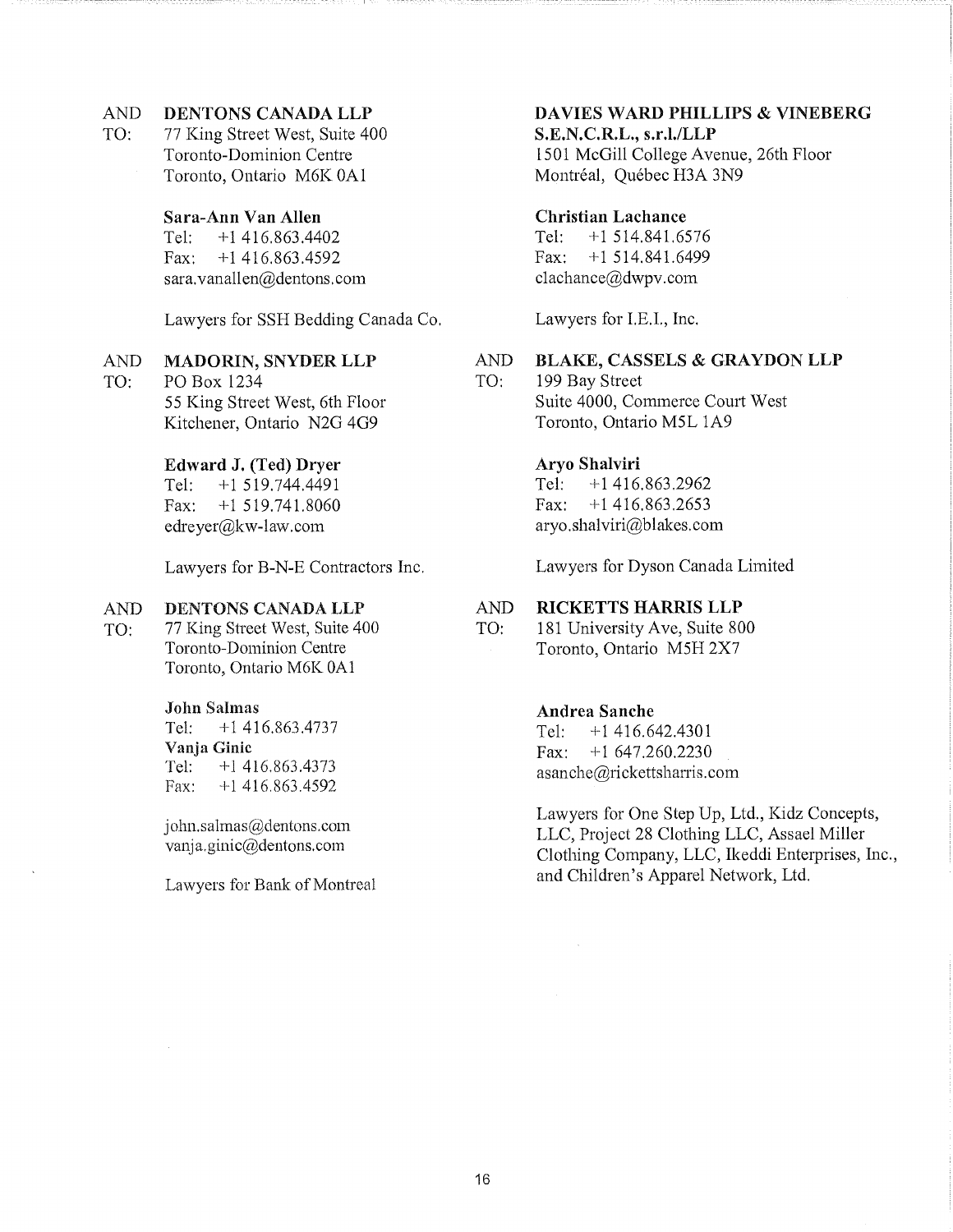AND TO: **DENTONS CANADA LLP**
77 King Street West, Suite 400
Toronto-Dominion Centre
Toronto, Ontario M6K 0A1

**Sara-Ann Van Allen**
Tel: +1 416.863.4402
Fax: +1 416.863.4592
sara.vanallen@dentons.com

Lawyers for SSH Bedding Canada Co.

**DAVIES WARD PHILLIPS & VINEBERG S.E.N.C.R.L., s.r.l./LLP**
1501 McGill College Avenue, 26th Floor
Montréal, Québec H3A 3N9

**Christian Lachance**
Tel: +1 514.841.6576
Fax: +1 514.841.6499
clachance@dwpv.com

Lawyers for I.E.I., Inc.

AND TO: **MADORIN, SNYDER LLP**
PO Box 1234
55 King Street West, 6th Floor
Kitchener, Ontario N2G 4G9

**Edward J. (Ted) Dryer**
Tel: +1 519.744.4491
Fax: +1 519.741.8060
edreyer@kw-law.com

Lawyers for B-N-E Contractors Inc.

AND TO: **BLAKE, CASSELS & GRAYDON LLP**
199 Bay Street
Suite 4000, Commerce Court West
Toronto, Ontario M5L 1A9

**Aryo Shalviri**
Tel: +1 416.863.2962
Fax: +1 416.863.2653
aryo.shalviri@blakes.com

Lawyers for Dyson Canada Limited

AND TO: **DENTONS CANADA LLP**
77 King Street West, Suite 400
Toronto-Dominion Centre
Toronto, Ontario M6K 0A1

**John Salmas**
Tel: +1 416.863.4737
**Vanja Ginic**
Tel: +1 416.863.4373
Fax: +1 416.863.4592

john.salmas@dentons.com
vanja.ginic@dentons.com

Lawyers for Bank of Montreal

AND TO: **RICKETTS HARRIS LLP**
181 University Ave, Suite 800
Toronto, Ontario M5H 2X7

**Andrea Sanche**
Tel: +1 416.642.4301
Fax: +1 647.260.2230
asanche@rickettsharris.com

Lawyers for One Step Up, Ltd., Kidz Concepts, LLC, Project 28 Clothing LLC, Assael Miller Clothing Company, LLC, Ikeddi Enterprises, Inc., and Children's Apparel Network, Ltd.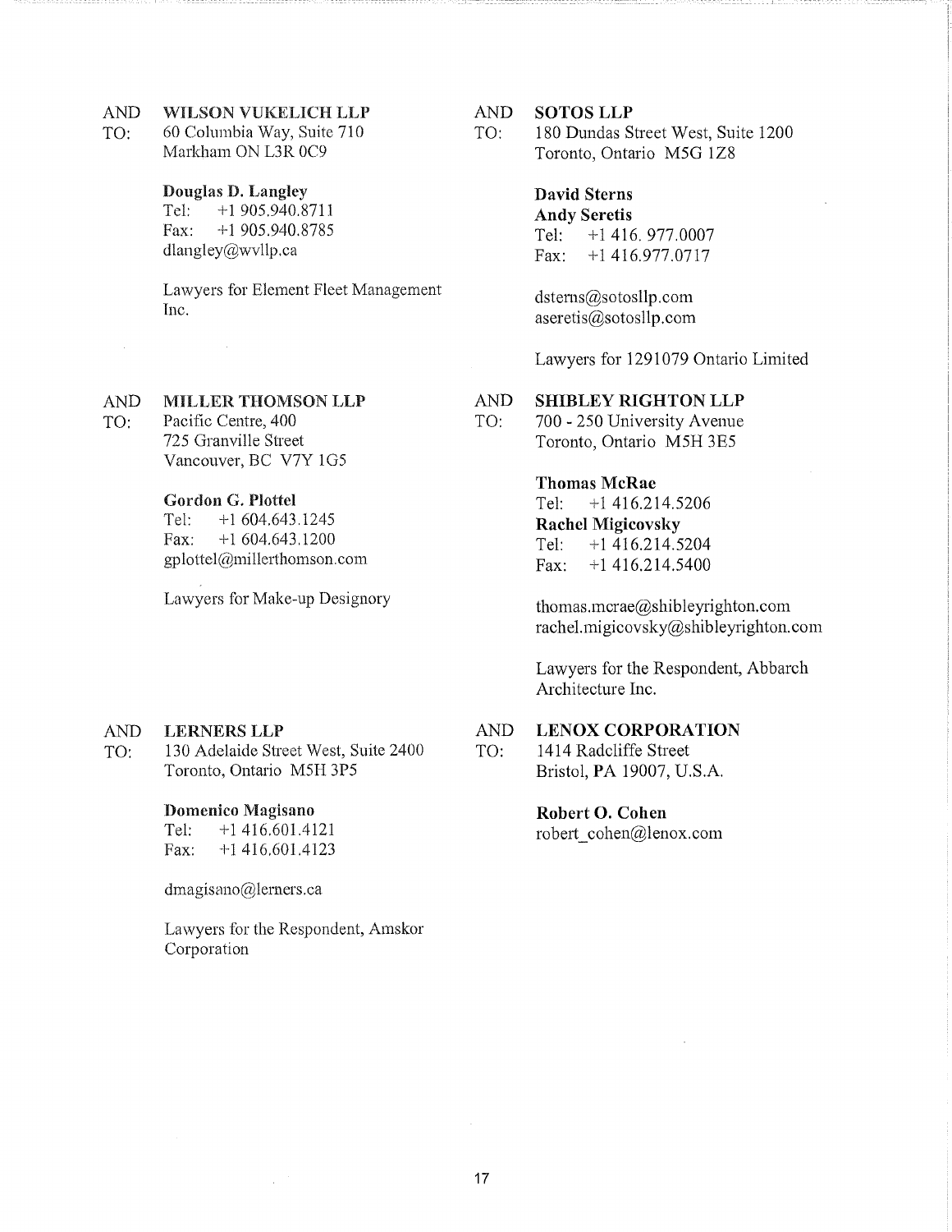AND TO: **WILSON VUKELICH LLP**
60 Columbia Way, Suite 710
Markham ON L3R 0C9

**Douglas D. Langley**
Tel: +1 905.940.8711
Fax: +1 905.940.8785
dlangley@wvllp.ca

Lawyers for Element Fleet Management Inc.

AND TO: **MILLER THOMSON LLP**
Pacific Centre, 400
725 Granville Street
Vancouver, BC V7Y 1G5

**Gordon G. Plottel**
Tel: +1 604.643.1245
Fax: +1 604.643.1200
gplottel@millerthomson.com

Lawyers for Make-up Designory

AND TO: **LERNERS LLP**
130 Adelaide Street West, Suite 2400
Toronto, Ontario M5H 3P5

**Domenico Magisano**
Tel: +1 416.601.4121
Fax: +1 416.601.4123

dmagisano@lerners.ca

Lawyers for the Respondent, Amskor Corporation

AND TO: **SOTOS LLP**
180 Dundas Street West, Suite 1200
Toronto, Ontario M5G 1Z8

**David Sterns**
**Andy Seretis**
Tel: +1 416. 977.0007
Fax: +1 416.977.0717

dsterns@sotosllp.com
aseretis@sotosllp.com

Lawyers for 1291079 Ontario Limited

AND TO: **SHIBLEY RIGHTON LLP**
700 - 250 University Avenue
Toronto, Ontario M5H 3E5

**Thomas McRae**
Tel: +1 416.214.5206
**Rachel Migicovsky**
Tel: +1 416.214.5204
Fax: +1 416.214.5400

thomas.mcrae@shibleyrighton.com
rachel.migicovsky@shibleyrighton.com

Lawyers for the Respondent, Abbarch Architecture Inc.

AND TO: **LENOX CORPORATION**
1414 Radcliffe Street
Bristol, PA 19007, U.S.A.

**Robert O. Cohen**
robert_cohen@lenox.com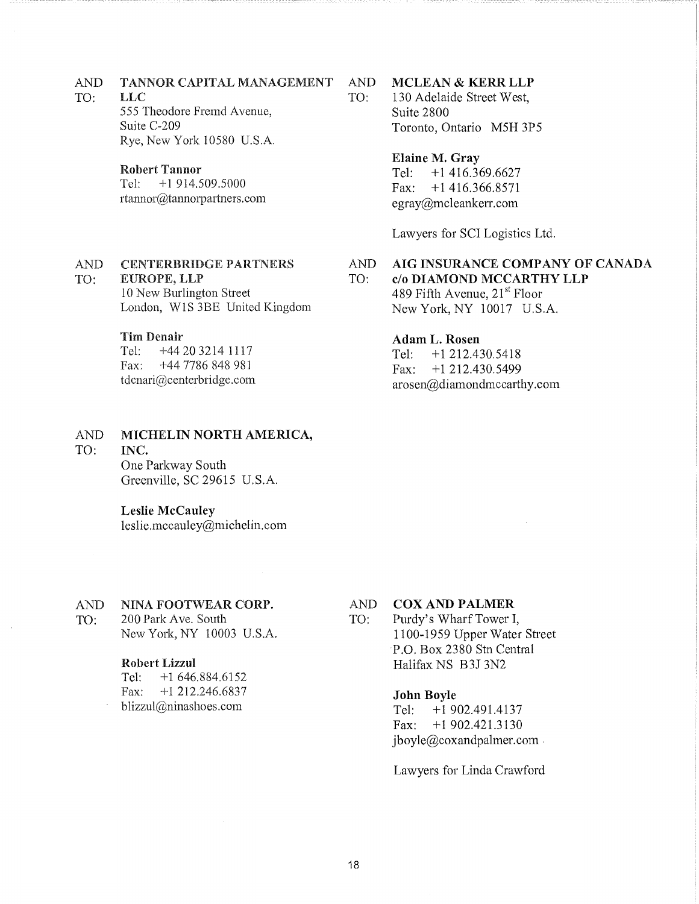AND TO: **TANNOR CAPITAL MANAGEMENT LLC**
555 Theodore Fremd Avenue,
Suite C-209
Rye, New York 10580 U.S.A.

**Robert Tannor**
Tel: +1 914.509.5000
rtannor@tannorpartners.com

AND TO: **CENTERBRIDGE PARTNERS EUROPE, LLP**
10 New Burlington Street
London, W1S 3BE United Kingdom

**Tim Denair**
Tel: +44 20 3214 1117
Fax: +44 7786 848 981
tdenari@centerbridge.com

AND TO: **MICHELIN NORTH AMERICA, INC.**
One Parkway South
Greenville, SC 29615 U.S.A.

**Leslie McCauley**
leslie.mccauley@michelin.com

AND TO: **NINA FOOTWEAR CORP.**
200 Park Ave. South
New York, NY 10003 U.S.A.

**Robert Lizzul**
Tel: +1 646.884.6152
Fax: +1 212.246.6837
blizzul@ninashoes.com

AND TO: **MCLEAN & KERR LLP**
130 Adelaide Street West,
Suite 2800
Toronto, Ontario M5H 3P5

**Elaine M. Gray**
Tel: +1 416.369.6627
Fax: +1 416.366.8571
egray@mcleankerr.com

Lawyers for SCI Logistics Ltd.

AND TO: **AIG INSURANCE COMPANY OF CANADA c/o DIAMOND MCCARTHY LLP**
489 Fifth Avenue, 21st Floor
New York, NY 10017 U.S.A.

**Adam L. Rosen**
Tel: +1 212.430.5418
Fax: +1 212.430.5499
arosen@diamondmccarthy.com

AND TO: **COX AND PALMER**
Purdy's Wharf Tower I,
1100-1959 Upper Water Street
P.O. Box 2380 Stn Central
Halifax NS B3J 3N2

**John Boyle**
Tel: +1 902.491.4137
Fax: +1 902.421.3130
jboyle@coxandpalmer.com

Lawyers for Linda Crawford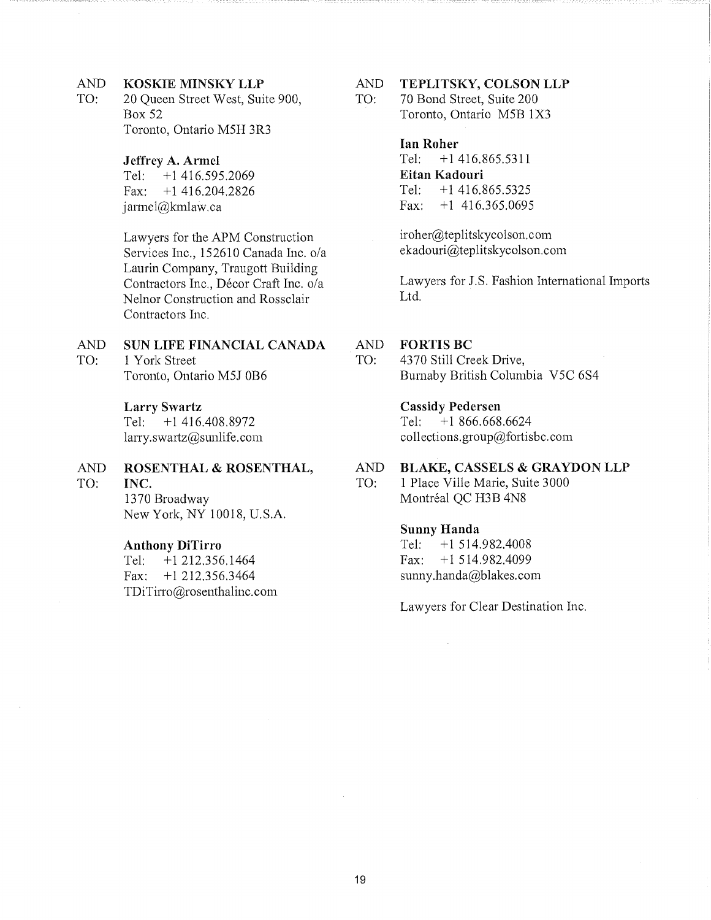AND TO: **KOSKIE MINSKY LLP**
20 Queen Street West, Suite 900,
Box 52
Toronto, Ontario M5H 3R3

**Jeffrey A. Armel**
Tel: +1 416.595.2069
Fax: +1 416.204.2826
jarmel@kmlaw.ca

Lawyers for the APM Construction Services Inc., 152610 Canada Inc. o/a Laurin Company, Traugott Building Contractors Inc., Décor Craft Inc. o/a Nelnor Construction and Rossclair Contractors Inc.

AND TO: **SUN LIFE FINANCIAL CANADA**
1 York Street
Toronto, Ontario M5J 0B6

**Larry Swartz**
Tel: +1 416.408.8972
larry.swartz@sunlife.com

AND TO: **ROSENTHAL & ROSENTHAL, INC.**
1370 Broadway
New York, NY 10018, U.S.A.

**Anthony DiTirro**
Tel: +1 212.356.1464
Fax: +1 212.356.3464
TDiTirro@rosenthalinc.com

AND TO: **TEPLITSKY, COLSON LLP**
70 Bond Street, Suite 200
Toronto, Ontario M5B 1X3

**Ian Roher**
Tel: +1 416.865.5311
**Eitan Kadouri**
Tel: +1 416.865.5325
Fax: +1 416.365.0695

iroher@teplitskycolson.com
ekadouri@teplitskycolson.com

Lawyers for J.S. Fashion International Imports Ltd.

AND TO: **FORTIS BC**
4370 Still Creek Drive,
Burnaby British Columbia V5C 6S4

**Cassidy Pedersen**
Tel: +1 866.668.6624
collections.group@fortisbc.com

AND TO: **BLAKE, CASSELS & GRAYDON LLP**
1 Place Ville Marie, Suite 3000
Montréal QC H3B 4N8

**Sunny Handa**
Tel: +1 514.982.4008
Fax: +1 514.982.4099
sunny.handa@blakes.com

Lawyers for Clear Destination Inc.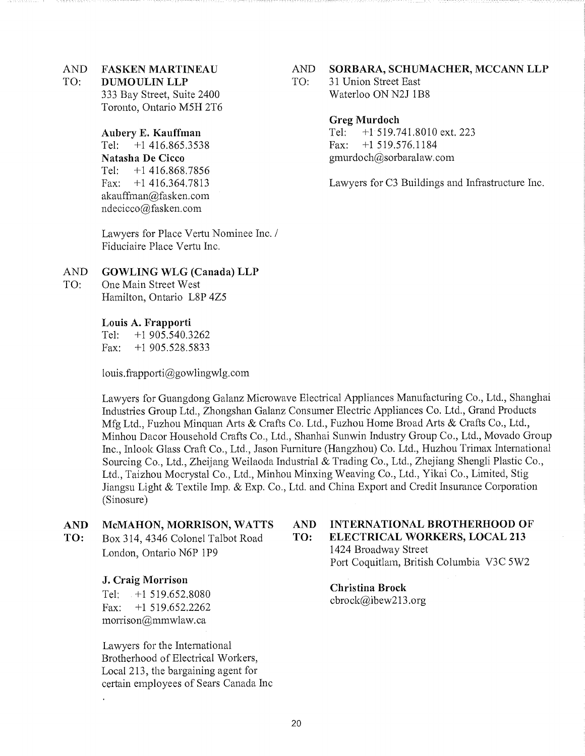AND TO: **FASKEN MARTINEAU DUMOULIN LLP**
333 Bay Street, Suite 2400
Toronto, Ontario M5H 2T6

**Aubery E. Kauffman**
Tel: +1 416.865.3538
**Natasha De Cicco**
Tel: +1 416.868.7856
Fax: +1 416.364.7813
akauffman@fasken.com
ndecicco@fasken.com

Lawyers for Place Vertu Nominee Inc. / Fiduciaire Place Vertu Inc.

AND TO: **SORBARA, SCHUMACHER, MCCANN LLP**
31 Union Street East
Waterloo ON N2J 1B8

**Greg Murdoch**
Tel: +1 519.741.8010 ext. 223
Fax: +1 519.576.1184
gmurdoch@sorbaralaw.com

Lawyers for C3 Buildings and Infrastructure Inc.

AND TO: **GOWLING WLG (Canada) LLP**
One Main Street West
Hamilton, Ontario L8P 4Z5

**Louis A. Frapporti**
Tel: +1 905.540.3262
Fax: +1 905.528.5833

louis.frapporti@gowlingwlg.com

Lawyers for Guangdong Galanz Microwave Electrical Appliances Manufacturing Co., Ltd., Shanghai Industries Group Ltd., Zhongshan Galanz Consumer Electric Appliances Co. Ltd., Grand Products Mfg Ltd., Fuzhou Minquan Arts & Crafts Co. Ltd., Fuzhou Home Broad Arts & Crafts Co., Ltd., Minhou Dacor Household Crafts Co., Ltd., Shanhai Sunwin Industry Group Co., Ltd., Movado Group Inc., Inlook Glass Craft Co., Ltd., Jason Furniture (Hangzhou) Co. Ltd., Huzhou Trimax International Sourcing Co., Ltd., Zheijang Weilaoda Industrial & Trading Co., Ltd., Zhejiang Shengli Plastic Co., Ltd., Taizhou Mocrystal Co., Ltd., Minhou Minxing Weaving Co., Ltd., Yikai Co., Limited, Stig Jiangsu Light & Textile Imp. & Exp. Co., Ltd. and China Export and Credit Insurance Corporation (Sinosure)

**AND TO:** **McMAHON, MORRISON, WATTS**
Box 314, 4346 Colonel Talbot Road
London, Ontario N6P 1P9

**J. Craig Morrison**
Tel: +1 519.652.8080
Fax: +1 519.652.2262
morrison@mmwlaw.ca

Lawyers for the International Brotherhood of Electrical Workers, Local 213, the bargaining agent for certain employees of Sears Canada Inc

**AND TO:** **INTERNATIONAL BROTHERHOOD OF ELECTRICAL WORKERS, LOCAL 213**
1424 Broadway Street
Port Coquitlam, British Columbia V3C 5W2

**Christina Brock**
cbrock@ibew213.org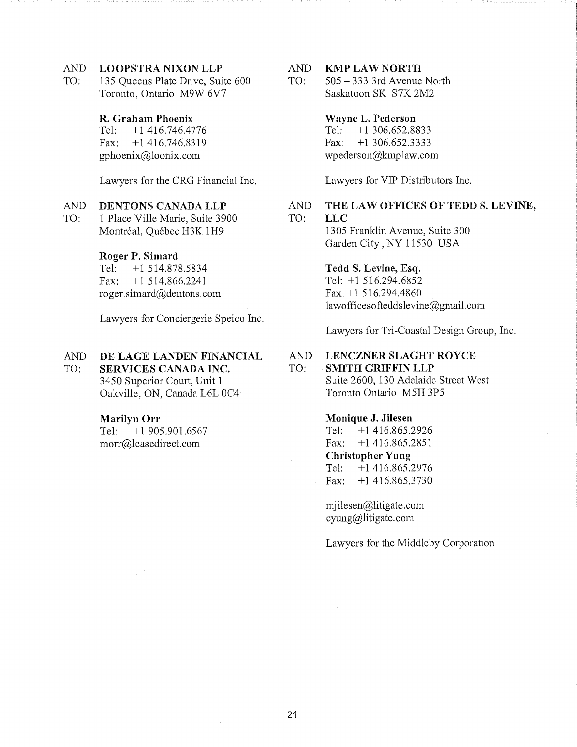AND TO: **LOOPSTRA NIXON LLP**
135 Queens Plate Drive, Suite 600
Toronto, Ontario M9W 6V7

**R. Graham Phoenix**
Tel: +1 416.746.4776
Fax: +1 416.746.8319
gphoenix@loonix.com

Lawyers for the CRG Financial Inc.

AND TO: **DENTONS CANADA LLP**
1 Place Ville Marie, Suite 3900
Montréal, Québec H3K 1H9

**Roger P. Simard**
Tel: +1 514.878.5834
Fax: +1 514.866.2241
roger.simard@dentons.com

Lawyers for Conciergerie Speico Inc.

AND TO: **DE LAGE LANDEN FINANCIAL SERVICES CANADA INC.**
3450 Superior Court, Unit 1
Oakville, ON, Canada L6L 0C4

**Marilyn Orr**
Tel: +1 905.901.6567
morr@leasedirect.com

AND TO: **KMP LAW NORTH**
505 – 333 3rd Avenue North
Saskatoon SK S7K 2M2

**Wayne L. Pederson**
Tel: +1 306.652.8833
Fax: +1 306.652.3333
wpederson@kmplaw.com

Lawyers for VIP Distributors Inc.

AND TO: **THE LAW OFFICES OF TEDD S. LEVINE, LLC**
1305 Franklin Avenue, Suite 300
Garden City , NY 11530 USA

**Tedd S. Levine, Esq.**
Tel: +1 516.294.6852
Fax: +1 516.294.4860
lawofficesofteddslevine@gmail.com

Lawyers for Tri-Coastal Design Group, Inc.

AND TO: **LENCZNER SLAGHT ROYCE SMITH GRIFFIN LLP**
Suite 2600, 130 Adelaide Street West
Toronto Ontario M5H 3P5

**Monique J. Jilesen**
Tel: +1 416.865.2926
Fax: +1 416.865.2851
**Christopher Yung**
Tel: +1 416.865.2976
Fax: +1 416.865.3730

mjilesen@litigate.com
cyung@litigate.com

Lawyers for the Middleby Corporation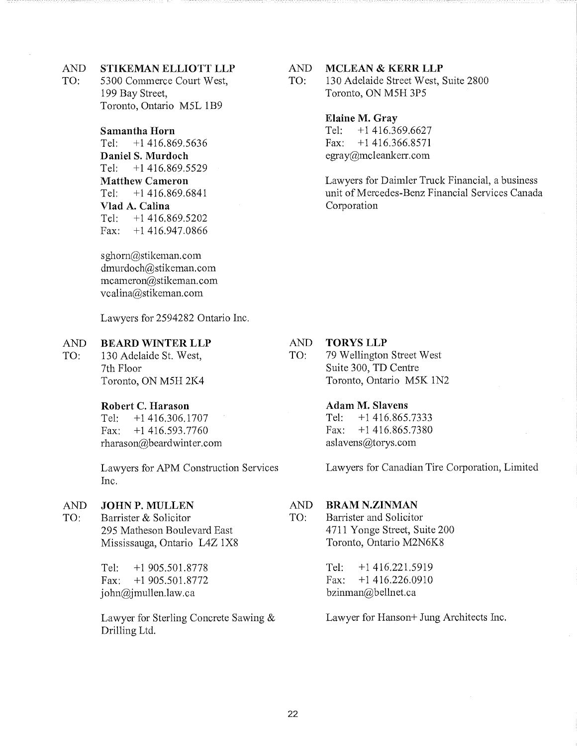AND TO: **STIKEMAN ELLIOTT LLP**
5300 Commerce Court West,
199 Bay Street,
Toronto, Ontario M5L 1B9

**Samantha Horn**
Tel: +1 416.869.5636
**Daniel S. Murdoch**
Tel: +1 416.869.5529
**Matthew Cameron**
Tel: +1 416.869.6841
**Vlad A. Calina**
Tel: +1 416.869.5202
Fax: +1 416.947.0866

sghorn@stikeman.com
dmurdoch@stikeman.com
mcameron@stikeman.com
vcalina@stikeman.com

Lawyers for 2594282 Ontario Inc.

AND TO: **MCLEAN & KERR LLP**
130 Adelaide Street West, Suite 2800
Toronto, ON M5H 3P5

**Elaine M. Gray**
Tel: +1 416.369.6627
Fax: +1 416.366.8571
egray@mcleankerr.com

Lawyers for Daimler Truck Financial, a business unit of Mercedes-Benz Financial Services Canada Corporation

AND TO: **BEARD WINTER LLP**
130 Adelaide St. West,
7th Floor
Toronto, ON M5H 2K4

**Robert C. Harason**
Tel: +1 416.306.1707
Fax: +1 416.593.7760
rharason@beardwinter.com

Lawyers for APM Construction Services Inc.

AND TO: **TORYS LLP**
79 Wellington Street West
Suite 300, TD Centre
Toronto, Ontario M5K 1N2

**Adam M. Slavens**
Tel: +1 416.865.7333
Fax: +1 416.865.7380
aslavens@torys.com

Lawyers for Canadian Tire Corporation, Limited

AND TO: **JOHN P. MULLEN**
Barrister & Solicitor
295 Matheson Boulevard East
Mississauga, Ontario L4Z 1X8

Tel: +1 905.501.8778
Fax: +1 905.501.8772
john@jmullen.law.ca

Lawyer for Sterling Concrete Sawing & Drilling Ltd.

AND TO: **BRAM N.ZINMAN**
Barrister and Solicitor
4711 Yonge Street, Suite 200
Toronto, Ontario M2N6K8

Tel: +1 416.221.5919
Fax: +1 416.226.0910
bzinman@bellnet.ca

Lawyer for Hanson+ Jung Architects Inc.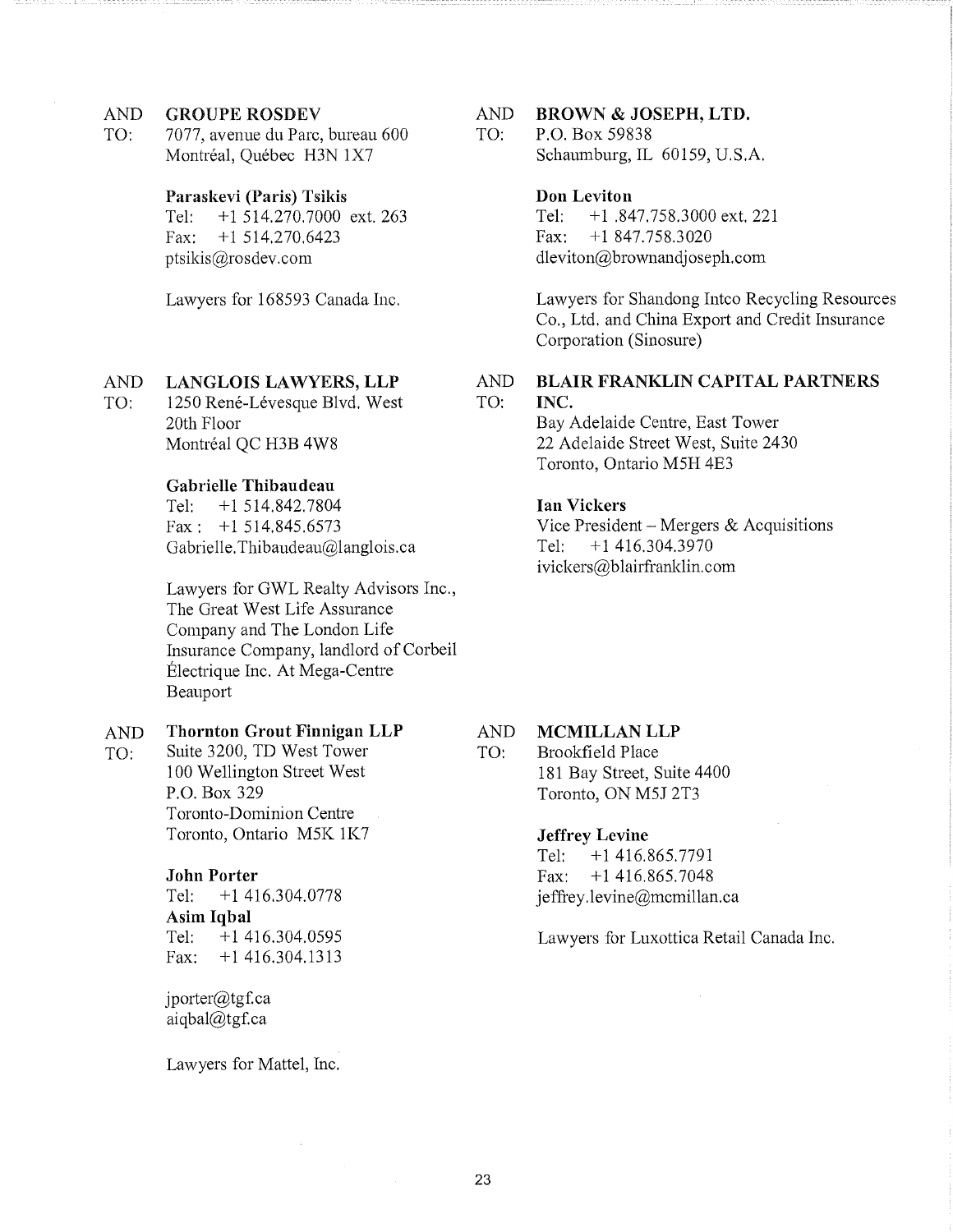AND TO: **GROUPE ROSDEV**
7077, avenue du Parc, bureau 600
Montréal, Québec H3N 1X7

**Paraskevi (Paris) Tsikis**
Tel: +1 514.270.7000 ext. 263
Fax: +1 514.270.6423
ptsikis@rosdev.com

Lawyers for 168593 Canada Inc.

AND TO: **BROWN & JOSEPH, LTD.**
P.O. Box 59838
Schaumburg, IL 60159, U.S.A.

**Don Leviton**
Tel: +1 .847.758.3000 ext. 221
Fax: +1 847.758.3020
dleviton@brownandjoseph.com

Lawyers for Shandong Intco Recycling Resources Co., Ltd. and China Export and Credit Insurance Corporation (Sinosure)

AND TO: **LANGLOIS LAWYERS, LLP**
1250 René-Lévesque Blvd. West
20th Floor
Montréal QC H3B 4W8

**Gabrielle Thibaudeau**
Tel: +1 514.842.7804
Fax : +1 514.845.6573
Gabrielle.Thibaudeau@langlois.ca

Lawyers for GWL Realty Advisors Inc., The Great West Life Assurance Company and The London Life Insurance Company, landlord of Corbeil Électrique Inc. At Mega-Centre Beauport

AND TO: **BLAIR FRANKLIN CAPITAL PARTNERS INC.**
Bay Adelaide Centre, East Tower
22 Adelaide Street West, Suite 2430
Toronto, Ontario M5H 4E3

**Ian Vickers**
Vice President – Mergers & Acquisitions
Tel: +1 416.304.3970
ivickers@blairfranklin.com

AND TO: **Thornton Grout Finnigan LLP**
Suite 3200, TD West Tower
100 Wellington Street West
P.O. Box 329
Toronto-Dominion Centre
Toronto, Ontario M5K 1K7

**John Porter**
Tel: +1 416.304.0778
**Asim Iqbal**
Tel: +1 416.304.0595
Fax: +1 416.304.1313

jporter@tgf.ca
aiqbal@tgf.ca

Lawyers for Mattel, Inc.

AND TO: **MCMILLAN LLP**
Brookfield Place
181 Bay Street, Suite 4400
Toronto, ON M5J 2T3

**Jeffrey Levine**
Tel: +1 416.865.7791
Fax: +1 416.865.7048
jeffrey.levine@mcmillan.ca

Lawyers for Luxottica Retail Canada Inc.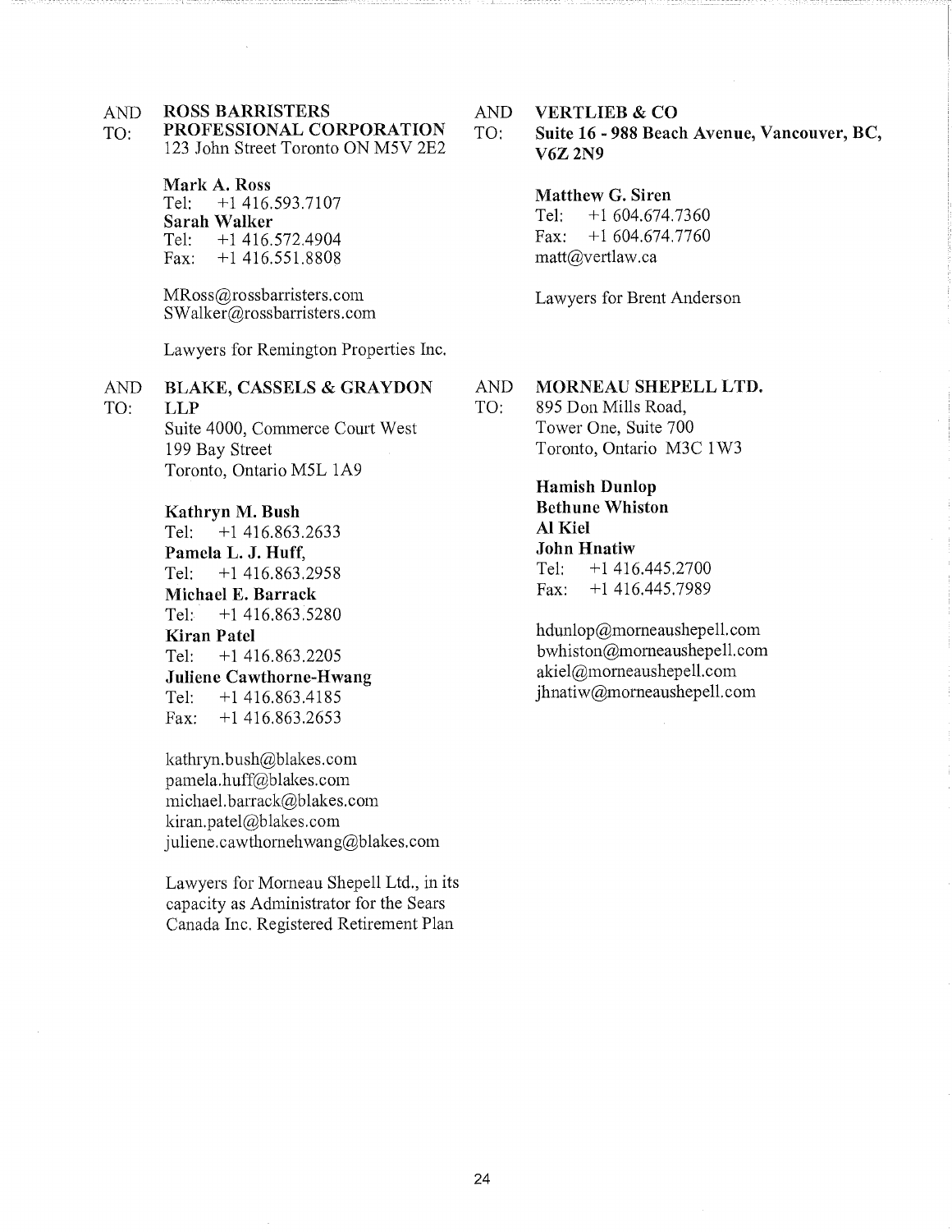AND TO: **ROSS BARRISTERS PROFESSIONAL CORPORATION**
123 John Street Toronto ON M5V 2E2

**Mark A. Ross**
Tel: +1 416.593.7107
**Sarah Walker**
Tel: +1 416.572.4904
Fax: +1 416.551.8808

MRoss@rossbarristers.com
SWalker@rossbarristers.com

Lawyers for Remington Properties Inc.

AND TO: **BLAKE, CASSELS & GRAYDON LLP**
Suite 4000, Commerce Court West
199 Bay Street
Toronto, Ontario M5L 1A9

**Kathryn M. Bush**
Tel: +1 416.863.2633
**Pamela L. J. Huff,**
Tel: +1 416.863.2958
**Michael E. Barrack**
Tel: +1 416.863.5280
**Kiran Patel**
Tel: +1 416.863.2205
**Juliene Cawthorne-Hwang**
Tel: +1 416.863.4185
Fax: +1 416.863.2653

kathryn.bush@blakes.com
pamela.huff@blakes.com
michael.barrack@blakes.com
kiran.patel@blakes.com
juliene.cawthornehwang@blakes.com

Lawyers for Morneau Shepell Ltd., in its capacity as Administrator for the Sears Canada Inc. Registered Retirement Plan

AND TO: **VERTLIEB & CO**
**Suite 16 - 988 Beach Avenue, Vancouver, BC, V6Z 2N9**

**Matthew G. Siren**
Tel: +1 604.674.7360
Fax: +1 604.674.7760
matt@vertlaw.ca

Lawyers for Brent Anderson

AND TO: **MORNEAU SHEPELL LTD.**
895 Don Mills Road,
Tower One, Suite 700
Toronto, Ontario M3C 1W3

**Hamish Dunlop**
**Bethune Whiston**
**Al Kiel**
**John Hnatiw**
Tel: +1 416.445.2700
Fax: +1 416.445.7989

hdunlop@morneaushepell.com
bwhiston@morneaushepell.com
akiel@morneaushepell.com
jhnatiw@morneaushepell.com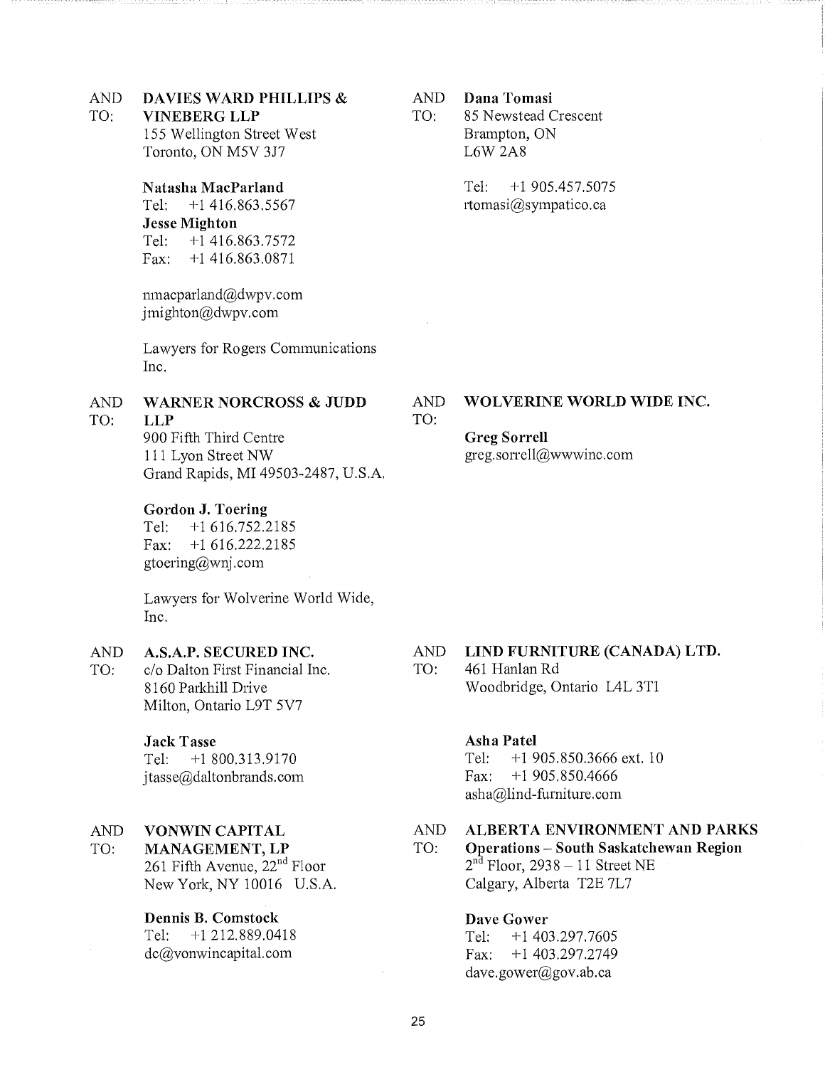AND TO: **DAVIES WARD PHILLIPS & VINEBERG LLP**
155 Wellington Street West
Toronto, ON M5V 3J7

**Natasha MacParland**
Tel: +1 416.863.5567
**Jesse Mighton**
Tel: +1 416.863.7572
Fax: +1 416.863.0871

nmacparland@dwpv.com
jmighton@dwpv.com

Lawyers for Rogers Communications Inc.

AND TO: **Dana Tomasi**
85 Newstead Crescent
Brampton, ON
L6W 2A8

Tel: +1 905.457.5075
rtomasi@sympatico.ca

AND TO: **WARNER NORCROSS & JUDD LLP**
900 Fifth Third Centre
111 Lyon Street NW
Grand Rapids, MI 49503-2487, U.S.A.

**Gordon J. Toering**
Tel: +1 616.752.2185
Fax: +1 616.222.2185
gtoering@wnj.com

Lawyers for Wolverine World Wide, Inc.

AND TO: **WOLVERINE WORLD WIDE INC.**

**Greg Sorrell**
greg.sorrell@wwwinc.com

AND TO: **A.S.A.P. SECURED INC.**
c/o Dalton First Financial Inc.
8160 Parkhill Drive
Milton, Ontario L9T 5V7

**Jack Tasse**
Tel: +1 800.313.9170
jtasse@daltonbrands.com

AND TO: **LIND FURNITURE (CANADA) LTD.**
461 Hanlan Rd
Woodbridge, Ontario L4L 3T1

**Asha Patel**
Tel: +1 905.850.3666 ext. 10
Fax: +1 905.850.4666
asha@lind-furniture.com

AND TO: **VONWIN CAPITAL MANAGEMENT, LP**
261 Fifth Avenue, 22nd Floor
New York, NY 10016 U.S.A.

**Dennis B. Comstock**
Tel: +1 212.889.0418
dc@vonwincapital.com

AND TO: **ALBERTA ENVIRONMENT AND PARKS**
**Operations – South Saskatchewan Region**
2nd Floor, 2938 – 11 Street NE
Calgary, Alberta T2E 7L7

**Dave Gower**
Tel: +1 403.297.7605
Fax: +1 403.297.2749
dave.gower@gov.ab.ca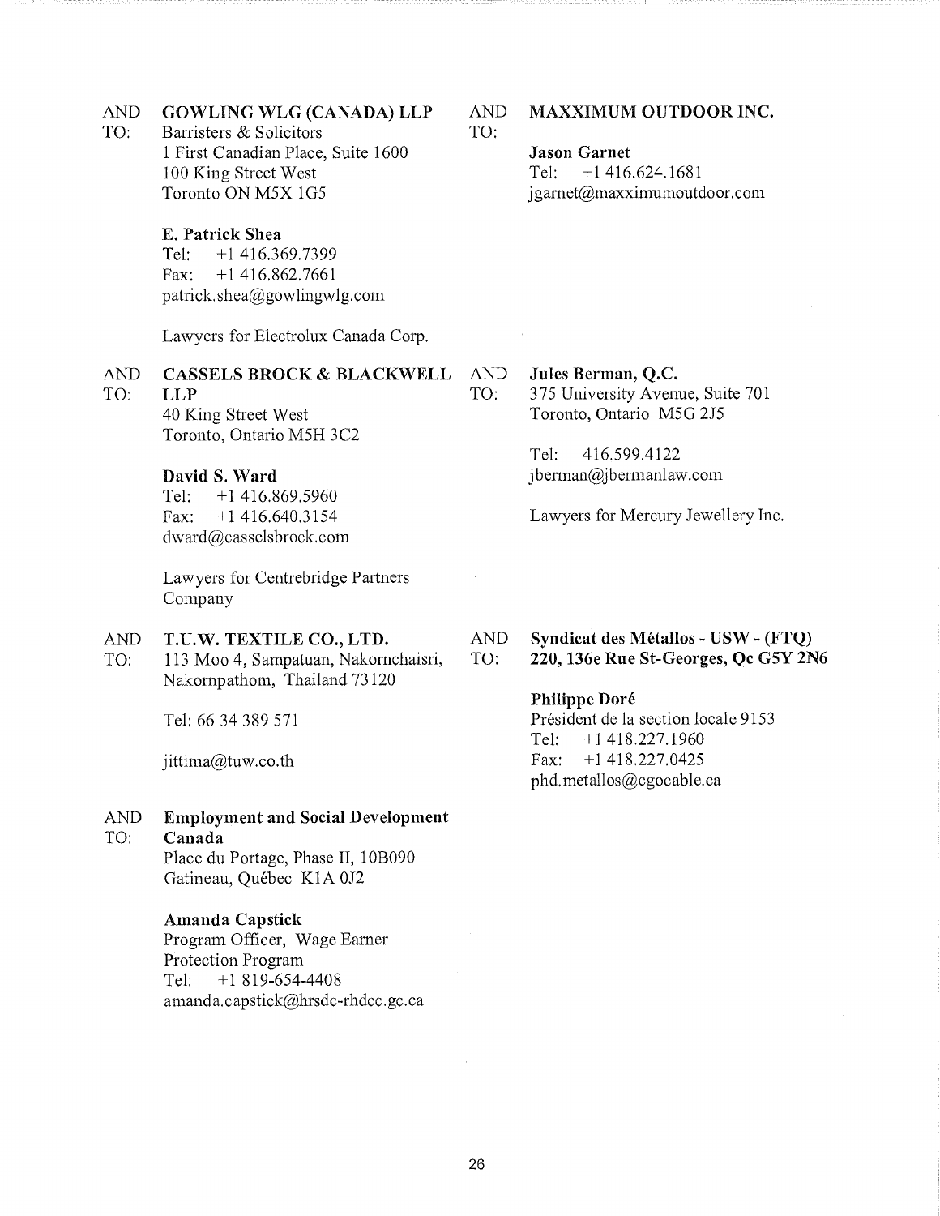AND TO: **GOWLING WLG (CANADA) LLP**
Barristers & Solicitors
1 First Canadian Place, Suite 1600
100 King Street West
Toronto ON M5X 1G5

**E. Patrick Shea**
Tel: +1 416.369.7399
Fax: +1 416.862.7661
patrick.shea@gowlingwlg.com

Lawyers for Electrolux Canada Corp.

AND TO: **MAXXIMUM OUTDOOR INC.**

**Jason Garnet**
Tel: +1 416.624.1681
jgarnet@maxximumoutdoor.com

AND TO: **CASSELS BROCK & BLACKWELL LLP**
40 King Street West
Toronto, Ontario M5H 3C2

**David S. Ward**
Tel: +1 416.869.5960
Fax: +1 416.640.3154
dward@casselsbrock.com

Lawyers for Centrebridge Partners Company

AND TO: **Jules Berman, Q.C.**
375 University Avenue, Suite 701
Toronto, Ontario M5G 2J5

Tel: 416.599.4122
jberman@jbermanlaw.com

Lawyers for Mercury Jewellery Inc.

AND TO: **T.U.W. TEXTILE CO., LTD.**
113 Moo 4, Sampatuan, Nakornchaisri, Nakornpathom, Thailand 73120

Tel: 66 34 389 571

jittima@tuw.co.th

AND TO: **Syndicat des Métallos - USW - (FTQ)**
**220, 136e Rue St-Georges, Qc G5Y 2N6**

**Philippe Doré**
Président de la section locale 9153
Tel: +1 418.227.1960
Fax: +1 418.227.0425
phd.metallos@cgocable.ca

AND TO: **Employment and Social Development Canada**
Place du Portage, Phase II, 10B090
Gatineau, Québec K1A 0J2

**Amanda Capstick**
Program Officer, Wage Earner Protection Program
Tel: +1 819-654-4408
amanda.capstick@hrsdc-rhdcc.gc.ca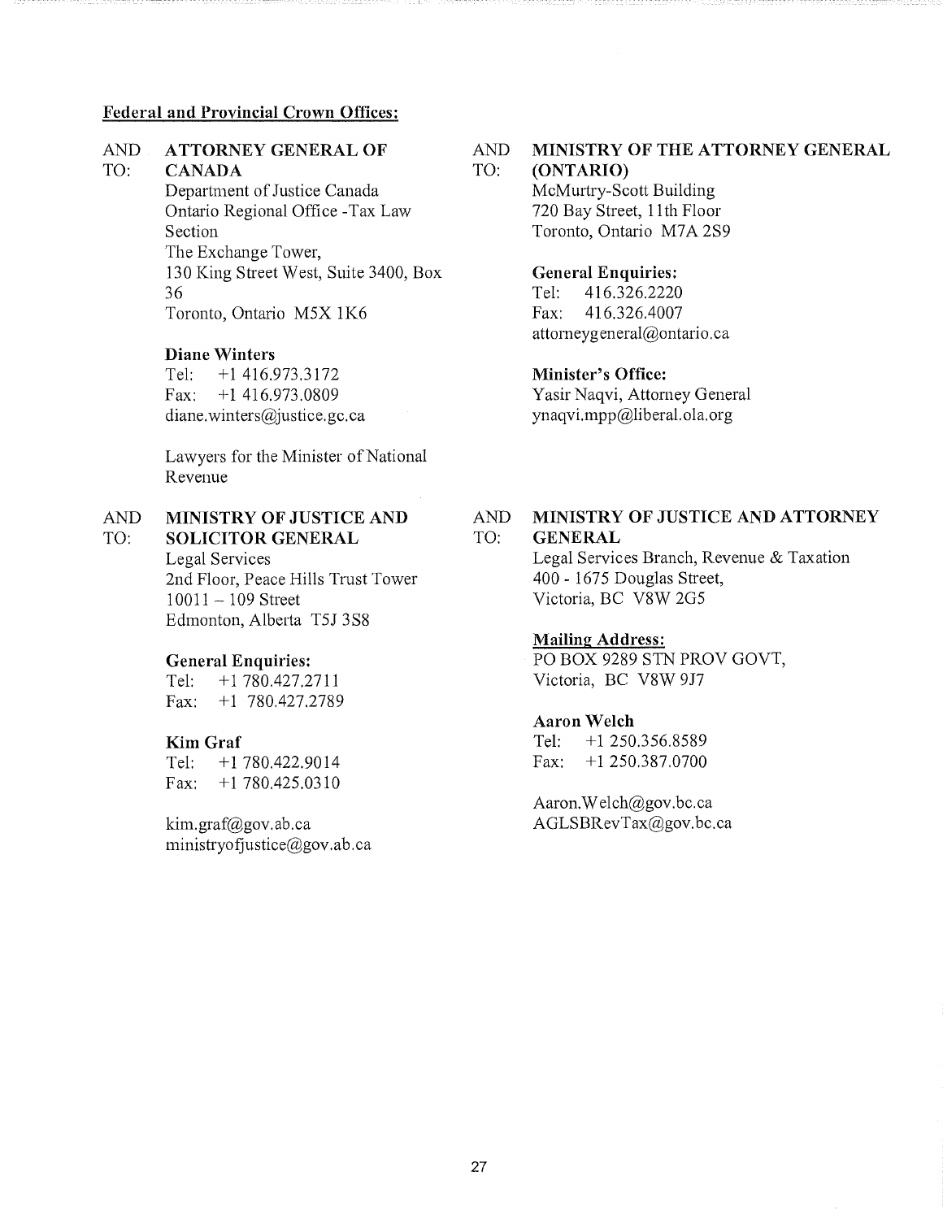**Federal and Provincial Crown Offices:**

AND TO: **ATTORNEY GENERAL OF CANADA**
Department of Justice Canada
Ontario Regional Office -Tax Law Section
The Exchange Tower,
130 King Street West, Suite 3400, Box 36
Toronto, Ontario M5X 1K6

**Diane Winters**
Tel: +1 416.973.3172
Fax: +1 416.973.0809
diane.winters@justice.gc.ca

Lawyers for the Minister of National Revenue

AND TO: **MINISTRY OF THE ATTORNEY GENERAL (ONTARIO)**
McMurtry-Scott Building
720 Bay Street, 11th Floor
Toronto, Ontario M7A 2S9

**General Enquiries:**
Tel: 416.326.2220
Fax: 416.326.4007
attorneygeneral@ontario.ca

**Minister's Office:**
Yasir Naqvi, Attorney General
ynaqvi.mpp@liberal.ola.org

AND TO: **MINISTRY OF JUSTICE AND SOLICITOR GENERAL**
Legal Services
2nd Floor, Peace Hills Trust Tower
10011 – 109 Street
Edmonton, Alberta T5J 3S8

**General Enquiries:**
Tel: +1 780.427.2711
Fax: +1 780.427.2789

**Kim Graf**
Tel: +1 780.422.9014
Fax: +1 780.425.0310

kim.graf@gov.ab.ca
ministryofjustice@gov.ab.ca

AND TO: **MINISTRY OF JUSTICE AND ATTORNEY GENERAL**
Legal Services Branch, Revenue & Taxation
400 - 1675 Douglas Street,
Victoria, BC V8W 2G5

**Mailing Address:**
PO BOX 9289 STN PROV GOVT,
Victoria, BC V8W 9J7

**Aaron Welch**
Tel: +1 250.356.8589
Fax: +1 250.387.0700

Aaron.Welch@gov.bc.ca
AGLSBRevTax@gov.bc.ca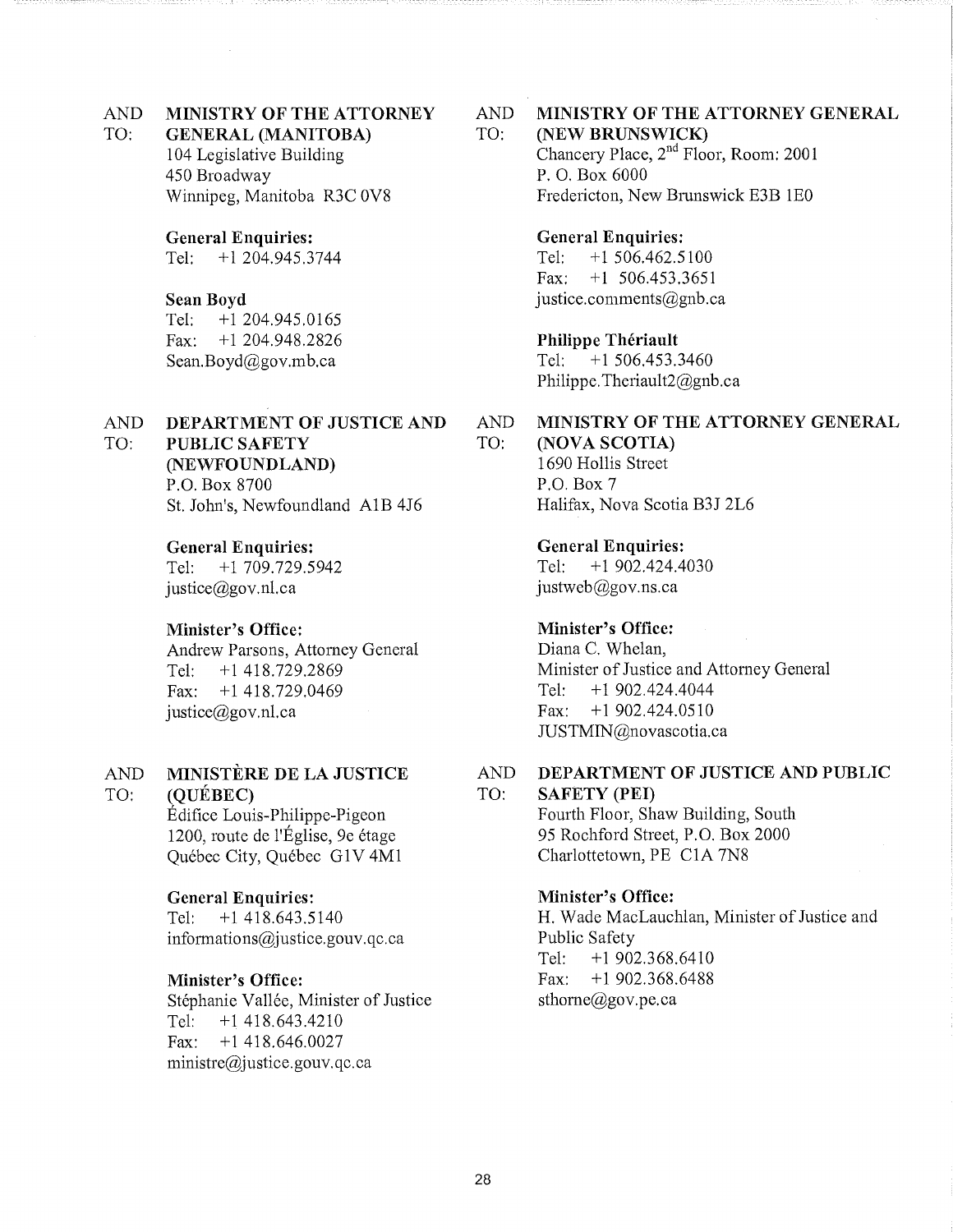AND TO: **MINISTRY OF THE ATTORNEY GENERAL (MANITOBA)**
104 Legislative Building
450 Broadway
Winnipeg, Manitoba R3C 0V8

**General Enquiries:**
Tel: +1 204.945.3744

**Sean Boyd**
Tel: +1 204.945.0165
Fax: +1 204.948.2826
Sean.Boyd@gov.mb.ca

AND TO: **DEPARTMENT OF JUSTICE AND PUBLIC SAFETY (NEWFOUNDLAND)**
P.O. Box 8700
St. John's, Newfoundland A1B 4J6

**General Enquiries:**
Tel: +1 709.729.5942
justice@gov.nl.ca

**Minister's Office:**
Andrew Parsons, Attorney General
Tel: +1 418.729.2869
Fax: +1 418.729.0469
justice@gov.nl.ca

AND TO: **MINISTÈRE DE LA JUSTICE (QUÉBEC)**
Édifice Louis-Philippe-Pigeon
1200, route de l'Église, 9e étage
Québec City, Québec G1V 4M1

**General Enquiries:**
Tel: +1 418.643.5140
informations@justice.gouv.qc.ca

**Minister's Office:**
Stéphanie Vallée, Minister of Justice
Tel: +1 418.643.4210
Fax: +1 418.646.0027
ministre@justice.gouv.qc.ca

AND TO: **MINISTRY OF THE ATTORNEY GENERAL (NEW BRUNSWICK)**
Chancery Place, 2nd Floor, Room: 2001
P. O. Box 6000
Fredericton, New Brunswick E3B 1E0

**General Enquiries:**
Tel: +1 506.462.5100
Fax: +1 506.453.3651
justice.comments@gnb.ca

**Philippe Thériault**
Tel: +1 506.453.3460
Philippe.Theriault2@gnb.ca

AND TO: **MINISTRY OF THE ATTORNEY GENERAL (NOVA SCOTIA)**
1690 Hollis Street
P.O. Box 7
Halifax, Nova Scotia B3J 2L6

**General Enquiries:**
Tel: +1 902.424.4030
justweb@gov.ns.ca

**Minister's Office:**
Diana C. Whelan,
Minister of Justice and Attorney General
Tel: +1 902.424.4044
Fax: +1 902.424.0510
JUSTMIN@novascotia.ca

AND TO: **DEPARTMENT OF JUSTICE AND PUBLIC SAFETY (PEI)**
Fourth Floor, Shaw Building, South
95 Rochford Street, P.O. Box 2000
Charlottetown, PE C1A 7N8

**Minister's Office:**
H. Wade MacLauchlan, Minister of Justice and Public Safety
Tel: +1 902.368.6410
Fax: +1 902.368.6488
sthorne@gov.pe.ca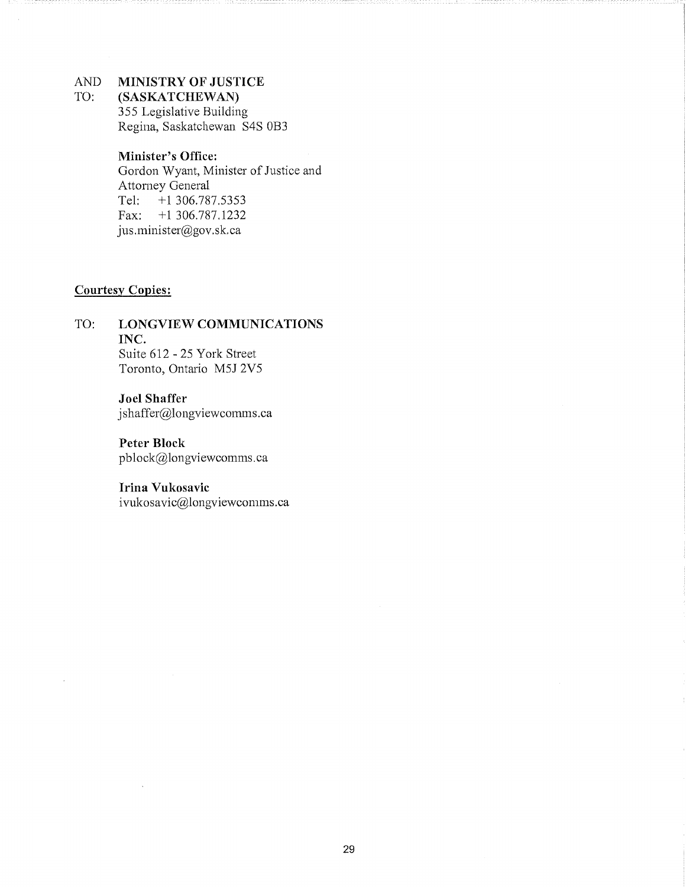AND TO: **MINISTRY OF JUSTICE (SASKATCHEWAN)**
355 Legislative Building
Regina, Saskatchewan S4S 0B3

**Minister's Office:**
Gordon Wyant, Minister of Justice and Attorney General
Tel: +1 306.787.5353
Fax: +1 306.787.1232
jus.minister@gov.sk.ca

**Courtesy Copies:**

TO: **LONGVIEW COMMUNICATIONS INC.**
Suite 612 - 25 York Street
Toronto, Ontario M5J 2V5

**Joel Shaffer**
jshaffer@longviewcomms.ca

**Peter Block**
pblock@longviewcomms.ca

**Irina Vukosavic**
ivukosavic@longviewcomms.ca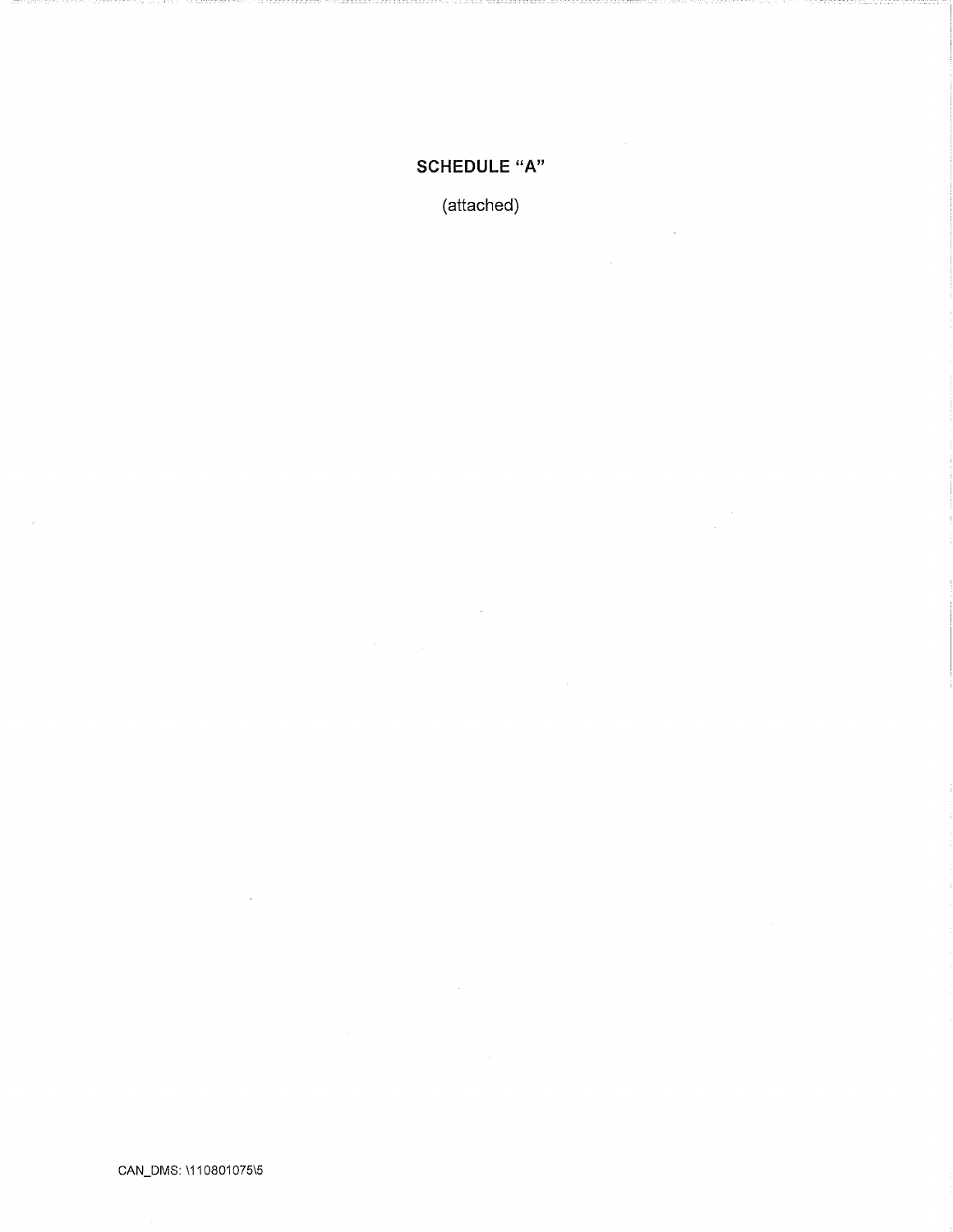## SCHEDULE "A"

(attached)

CAN_DMS: \110801075\5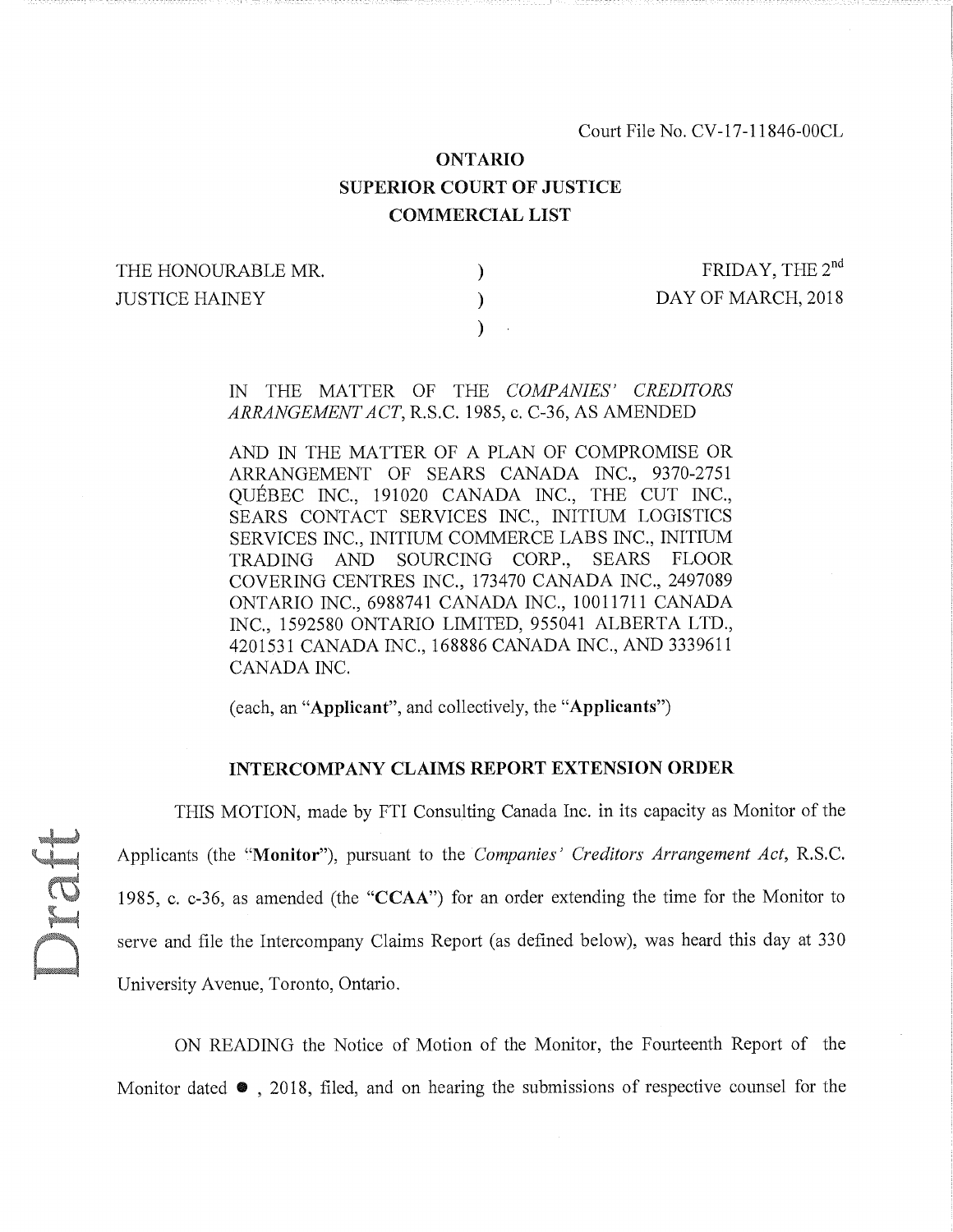Court File No. CV-17-11846-00CL

**ONTARIO**

**SUPERIOR COURT OF JUSTICE**

**COMMERCIAL LIST**

| | | |
|---|---|---|
| THE HONOURABLE MR. | ) | FRIDAY, THE 2nd |
| JUSTICE HAINEY | ) | DAY OF MARCH, 2018 |
| | ) | |

IN THE MATTER OF THE *COMPANIES' CREDITORS ARRANGEMENT ACT*, R.S.C. 1985, c. C-36, AS AMENDED

AND IN THE MATTER OF A PLAN OF COMPROMISE OR ARRANGEMENT OF SEARS CANADA INC., 9370-2751 QUÉBEC INC., 191020 CANADA INC., THE CUT INC., SEARS CONTACT SERVICES INC., INITIUM LOGISTICS SERVICES INC., INITIUM COMMERCE LABS INC., INITIUM TRADING AND SOURCING CORP., SEARS FLOOR COVERING CENTRES INC., 173470 CANADA INC., 2497089 ONTARIO INC., 6988741 CANADA INC., 10011711 CANADA INC., 1592580 ONTARIO LIMITED, 955041 ALBERTA LTD., 4201531 CANADA INC., 168886 CANADA INC., AND 3339611 CANADA INC.

(each, an "**Applicant**", and collectively, the "**Applicants**")

**INTERCOMPANY CLAIMS REPORT EXTENSION ORDER**

Draft

THIS MOTION, made by FTI Consulting Canada Inc. in its capacity as Monitor of the Applicants (the "**Monitor**"), pursuant to the *Companies' Creditors Arrangement Act*, R.S.C. 1985, c. c-36, as amended (the "**CCAA**") for an order extending the time for the Monitor to serve and file the Intercompany Claims Report (as defined below), was heard this day at 330 University Avenue, Toronto, Ontario.

ON READING the Notice of Motion of the Monitor, the Fourteenth Report of the Monitor dated ● , 2018, filed, and on hearing the submissions of respective counsel for the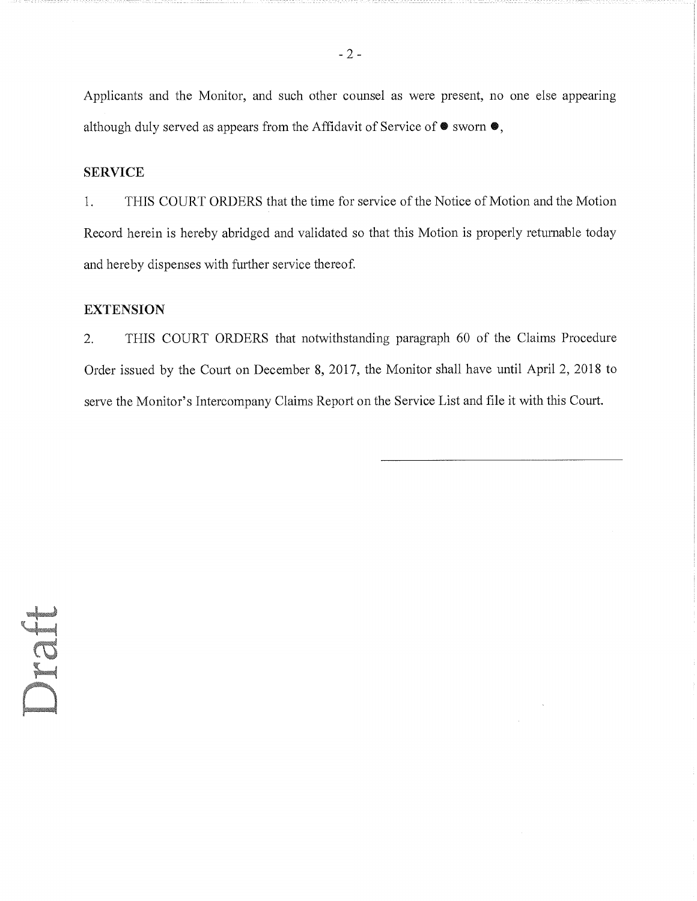Applicants and the Monitor, and such other counsel as were present, no one else appearing although duly served as appears from the Affidavit of Service of ● sworn ●,

**SERVICE**

1. THIS COURT ORDERS that the time for service of the Notice of Motion and the Motion Record herein is hereby abridged and validated so that this Motion is properly returnable today and hereby dispenses with further service thereof.

**EXTENSION**

2. THIS COURT ORDERS that notwithstanding paragraph 60 of the Claims Procedure Order issued by the Court on December 8, 2017, the Monitor shall have until April 2, 2018 to serve the Monitor's Intercompany Claims Report on the Service List and file it with this Court.

_______________________________

Draft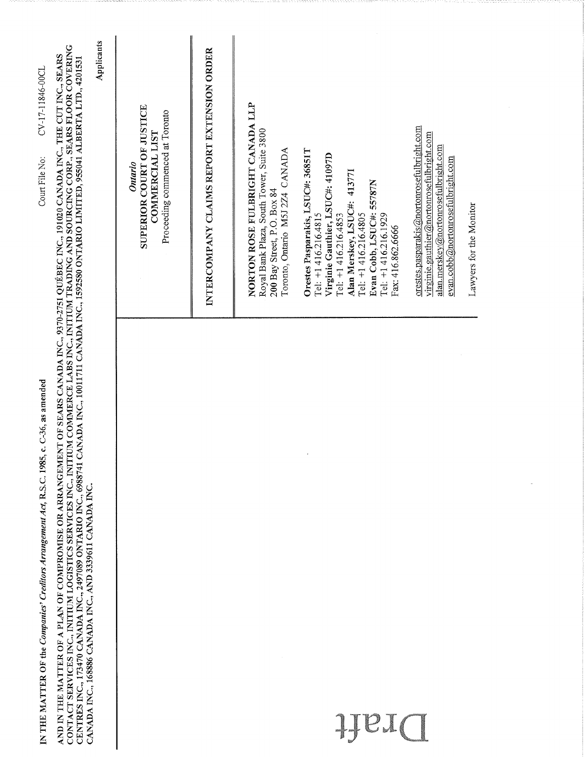IN THE MATTER OF the *Companies' Creditors Arrangement Act*, R.S.C. 1985, c. C-36, as amended

Court File No: CV-17-11846-00CL

AND IN THE MATTER OF A PLAN OF COMPROMISE OR ARRANGEMENT OF SEARS CANADA INC., 9370-2751 QUÉBEC INC., 191020 CANADA INC., THE CUT INC., SEARS CONTACT SERVICES INC., INITIUM LOGISTICS SERVICES INC., INITIUM COMMERCE LABS INC., INITIUM TRADING AND SOURCING CORP., SEARS FLOOR COVERING CENTRES INC., 173470 CANADA INC., 2497089 ONTARIO INC., 6988741 CANADA INC., 10011711 CANADA INC., 1592580 ONTARIO LIMITED, 955041 ALBERTA LTD., 4201531 CANADA INC., 168886 CANADA INC., AND 3339611 CANADA INC.

Applicants

*Ontario*
**SUPERIOR COURT OF JUSTICE**
**COMMERCIAL LIST**
Proceeding commenced at Toronto

## INTERCOMPANY CLAIMS REPORT EXTENSION ORDER

**NORTON ROSE FULBRIGHT CANADA LLP**
Royal Bank Plaza, South Tower, Suite 3800
200 Bay Street, P.O. Box 84
Toronto, Ontario M5J 2Z4 CANADA

**Orestes Pasparakis, LSUC#: 36851T**
Tel: +1 416.216.4815
**Virginie Gauthier, LSUC#: 41097D**
Tel: +1 416.216.4853
**Alan Merskey, LSUC#: 41377I**
Tel: +1 416.216.4805
**Evan Cobb, LSUC#: 55787N**
Tel: +1 416.216.1929
Fax: 416.862.6666

orestes.pasparakis@nortonrosefulbright.com
virginie.gauthier@nortonrosefulbright.com
alan.merskey@nortonrosefulbright.com
evan.cobb@nortonrosefulbright.com

Lawyers for the Monitor

Draft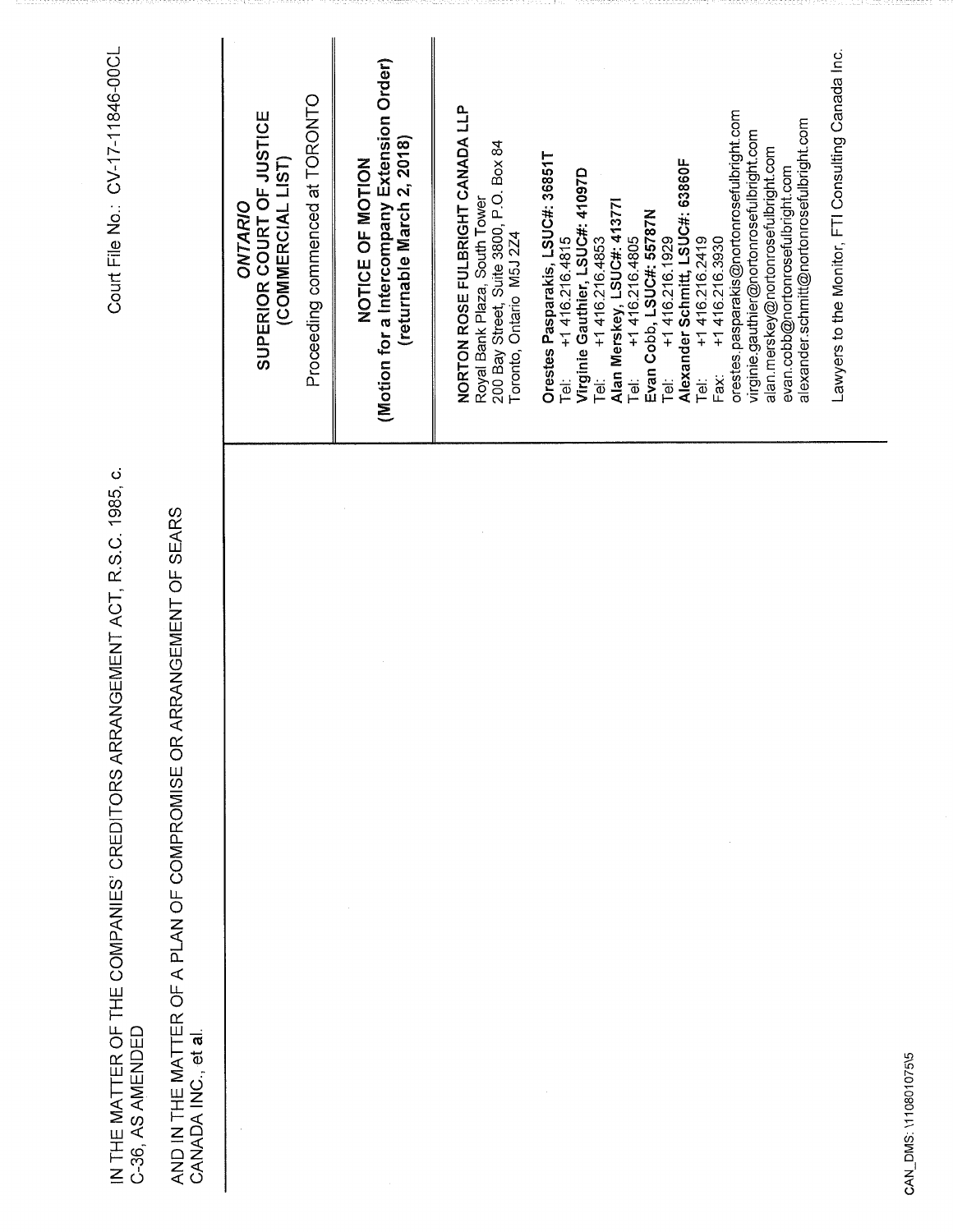IN THE MATTER OF THE COMPANIES' CREDITORS ARRANGEMENT ACT, R.S.C. 1985, c. C-36, AS AMENDED

AND IN THE MATTER OF A PLAN OF COMPROMISE OR ARRANGEMENT OF SEARS CANADA INC., et al.

Court File No.: CV-17-11846-00CL

***ONTARIO***
**SUPERIOR COURT OF JUSTICE**
**(COMMERCIAL LIST)**

Proceeding commenced at TORONTO

**NOTICE OF MOTION**
**(Motion for a Intercompany Extension Order)**
**(returnable March 2, 2018)**

**NORTON ROSE FULBRIGHT CANADA LLP**
Royal Bank Plaza, South Tower
200 Bay Street, Suite 3800, P.O. Box 84
Toronto, Ontario M5J 2Z4

**Orestes Pasparakis, LSUC#: 36851T**
Tel: +1 416.216.4815
**Virginie Gauthier, LSUC#: 41097D**
Tel: +1 416.216.4853
**Alan Merskey, LSUC#: 41377I**
Tel: +1 416.216.4805
**Evan Cobb, LSUC#: 55787N**
Tel: +1 416.216.1929
**Alexander Schmitt, LSUC#: 63860F**
Tel: +1 416.216.2419
Fax: +1 416.216.3930
orestes.pasparakis@nortonrosefulbright.com
virginie.gauthier@nortonrosefulbright.com
alan.merskey@nortonrosefulbright.com
evan.cobb@nortonrosefulbright.com
alexander.schmitt@nortonrosefulbright.com

Lawyers to the Monitor, FTI Consulting Canada Inc.

CAN_DMS: \110801075\5